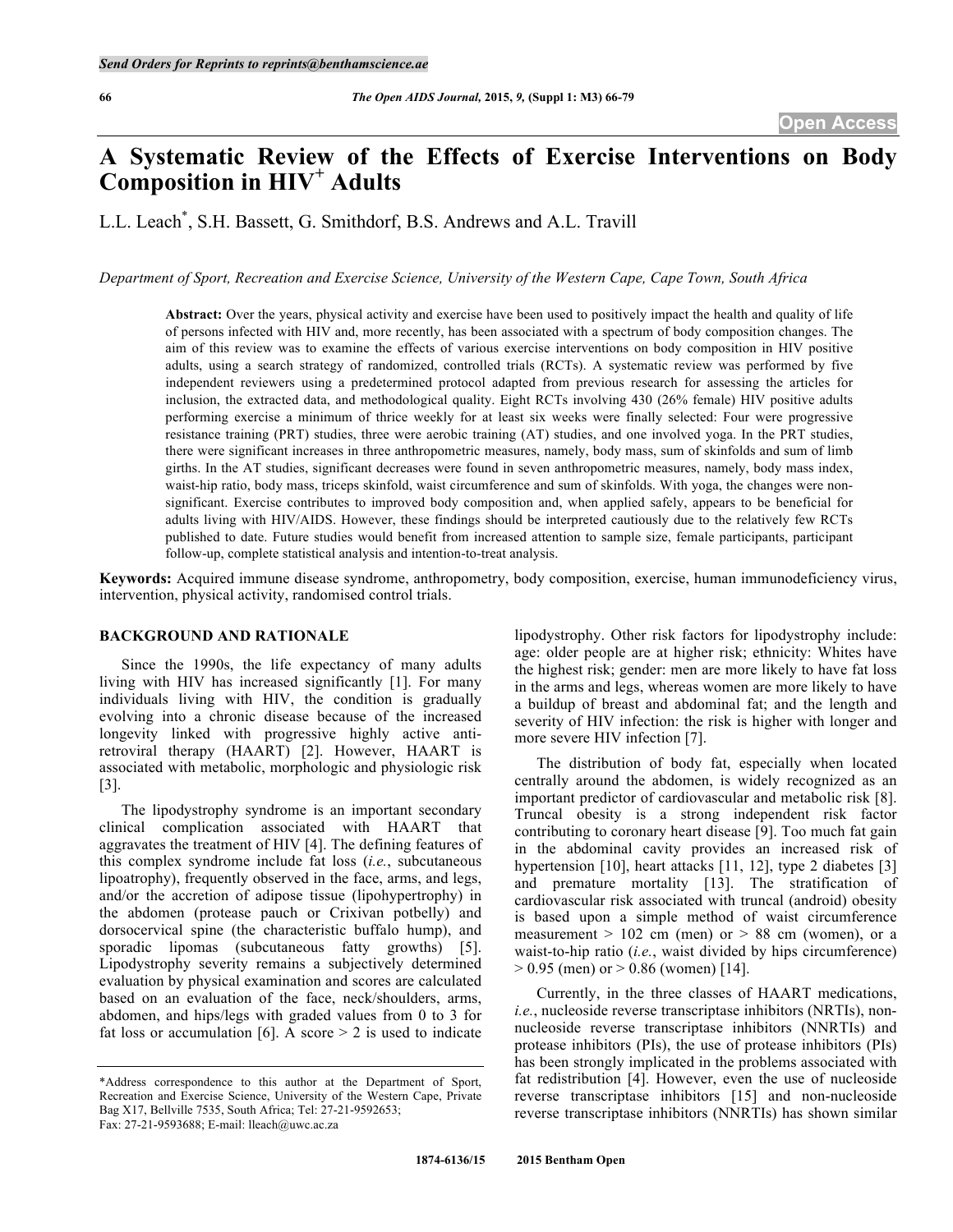# A Systematic Review of the Effects of Exercise Interventions on Body Composition in HIV[+] Adults

L.L. Leach[*], S.H. Bassett, G. Smithdorf, B.S. Andrews and A.L. Travill

*Department of Sport, Recreation and Exercise Science, University of the Western Cape, Cape Town, South Africa*

**Abstract:** Over the years, physical activity and exercise have been used to positively impact the health and quality of life of persons infected with HIV and, more recently, has been associated with a spectrum of body composition changes. The aim of this review was to examine the effects of various exercise interventions on body composition in HIV positive adults, using a search strategy of randomized, controlled trials (RCTs). A systematic review was performed by five independent reviewers using a predetermined protocol adapted from previous research for assessing the articles for inclusion, the extracted data, and methodological quality. Eight RCTs involving 430 (26% female) HIV positive adults performing exercise a minimum of thrice weekly for at least six weeks were finally selected: Four were progressive resistance training (PRT) studies, three were aerobic training (AT) studies, and one involved yoga. In the PRT studies, there were significant increases in three anthropometric measures, namely, body mass, sum of skinfolds and sum of limb girths. In the AT studies, significant decreases were found in seven anthropometric measures, namely, body mass index, waist-hip ratio, body mass, triceps skinfold, waist circumference and sum of skinfolds. With yoga, the changes were non-significant. Exercise contributes to improved body composition and, when applied safely, appears to be beneficial for adults living with HIV/AIDS. However, these findings should be interpreted cautiously due to the relatively few RCTs published to date. Future studies would benefit from increased attention to sample size, female participants, participant follow-up, complete statistical analysis and intention-to-treat analysis.

**Keywords:** Acquired immune disease syndrome, anthropometry, body composition, exercise, human immunodeficiency virus, intervention, physical activity, randomised control trials.

## BACKGROUND AND RATIONALE

Since the 1990s, the life expectancy of many adults living with HIV has increased significantly [1]. For many individuals living with HIV, the condition is gradually evolving into a chronic disease because of the increased longevity linked with progressive highly active anti-retroviral therapy (HAART) [2]. However, HAART is associated with metabolic, morphologic and physiologic risk [3].

The lipodystrophy syndrome is an important secondary clinical complication associated with HAART that aggravates the treatment of HIV [4]. The defining features of this complex syndrome include fat loss (*i.e.*, subcutaneous lipoatrophy), frequently observed in the face, arms, and legs, and/or the accretion of adipose tissue (lipohypertrophy) in the abdomen (protease pauch or Crixivan potbelly) and dorsocervical spine (the characteristic buffalo hump), and sporadic lipomas (subcutaneous fatty growths) [5]. Lipodystrophy severity remains a subjectively determined evaluation by physical examination and scores are calculated based on an evaluation of the face, neck/shoulders, arms, abdomen, and hips/legs with graded values from 0 to 3 for fat loss or accumulation [6]. A score > 2 is used to indicate lipodystrophy. Other risk factors for lipodystrophy include: age: older people are at higher risk; ethnicity: Whites have the highest risk; gender: men are more likely to have fat loss in the arms and legs, whereas women are more likely to have a buildup of breast and abdominal fat; and the length and severity of HIV infection: the risk is higher with longer and more severe HIV infection [7].

The distribution of body fat, especially when located centrally around the abdomen, is widely recognized as an important predictor of cardiovascular and metabolic risk [8]. Truncal obesity is a strong independent risk factor contributing to coronary heart disease [9]. Too much fat gain in the abdominal cavity provides an increased risk of hypertension [10], heart attacks [11, 12], type 2 diabetes [3] and premature mortality [13]. The stratification of cardiovascular risk associated with truncal (android) obesity is based upon a simple method of waist circumference measurement > 102 cm (men) or > 88 cm (women), or a waist-to-hip ratio (*i.e.*, waist divided by hips circumference) > 0.95 (men) or > 0.86 (women) [14].

Currently, in the three classes of HAART medications, *i.e.*, nucleoside reverse transcriptase inhibitors (NRTIs), non-nucleoside reverse transcriptase inhibitors (NNRTIs) and protease inhibitors (PIs), the use of protease inhibitors (PIs) has been strongly implicated in the problems associated with fat redistribution [4]. However, even the use of nucleoside reverse transcriptase inhibitors [15] and non-nucleoside reverse transcriptase inhibitors (NNRTIs) has shown similar

*Address correspondence to this author at the Department of Sport, Recreation and Exercise Science, University of the Western Cape, Private Bag X17, Bellville 7535, South Africa; Tel: 27-21-9592653; Fax: 27-21-9593688; E-mail: lleach@uwc.ac.za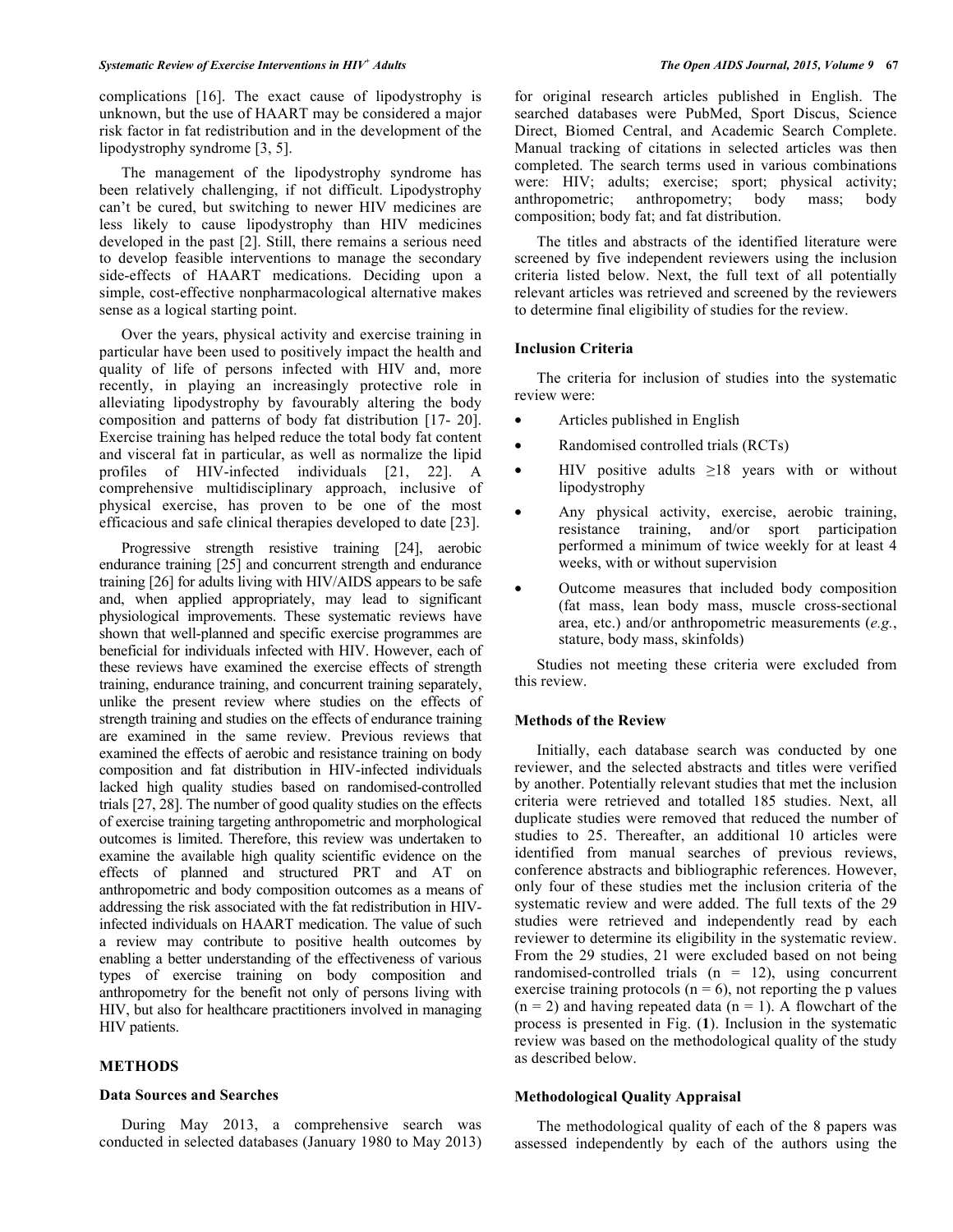complications [16]. The exact cause of lipodystrophy is unknown, but the use of HAART may be considered a major risk factor in fat redistribution and in the development of the lipodystrophy syndrome [3, 5].

The management of the lipodystrophy syndrome has been relatively challenging, if not difficult. Lipodystrophy can't be cured, but switching to newer HIV medicines are less likely to cause lipodystrophy than HIV medicines developed in the past [2]. Still, there remains a serious need to develop feasible interventions to manage the secondary side-effects of HAART medications. Deciding upon a simple, cost-effective nonpharmacological alternative makes sense as a logical starting point.

Over the years, physical activity and exercise training in particular have been used to positively impact the health and quality of life of persons infected with HIV and, more recently, in playing an increasingly protective role in alleviating lipodystrophy by favourably altering the body composition and patterns of body fat distribution [17- 20]. Exercise training has helped reduce the total body fat content and visceral fat in particular, as well as normalize the lipid profiles of HIV-infected individuals [21, 22]. A comprehensive multidisciplinary approach, inclusive of physical exercise, has proven to be one of the most efficacious and safe clinical therapies developed to date [23].

Progressive strength resistive training [24], aerobic endurance training [25] and concurrent strength and endurance training [26] for adults living with HIV/AIDS appears to be safe and, when applied appropriately, may lead to significant physiological improvements. These systematic reviews have shown that well-planned and specific exercise programmes are beneficial for individuals infected with HIV. However, each of these reviews have examined the exercise effects of strength training, endurance training, and concurrent training separately, unlike the present review where studies on the effects of strength training and studies on the effects of endurance training are examined in the same review. Previous reviews that examined the effects of aerobic and resistance training on body composition and fat distribution in HIV-infected individuals lacked high quality studies based on randomised-controlled trials [27, 28]. The number of good quality studies on the effects of exercise training targeting anthropometric and morphological outcomes is limited. Therefore, this review was undertaken to examine the available high quality scientific evidence on the effects of planned and structured PRT and AT on anthropometric and body composition outcomes as a means of addressing the risk associated with the fat redistribution in HIV-infected individuals on HAART medication. The value of such a review may contribute to positive health outcomes by enabling a better understanding of the effectiveness of various types of exercise training on body composition and anthropometry for the benefit not only of persons living with HIV, but also for healthcare practitioners involved in managing HIV patients.

## METHODS

### Data Sources and Searches

During May 2013, a comprehensive search was conducted in selected databases (January 1980 to May 2013) for original research articles published in English. The searched databases were PubMed, Sport Discus, Science Direct, Biomed Central, and Academic Search Complete. Manual tracking of citations in selected articles was then completed. The search terms used in various combinations were: HIV; adults; exercise; sport; physical activity; anthropometric; anthropometry; body mass; body composition; body fat; and fat distribution.

The titles and abstracts of the identified literature were screened by five independent reviewers using the inclusion criteria listed below. Next, the full text of all potentially relevant articles was retrieved and screened by the reviewers to determine final eligibility of studies for the review.

### Inclusion Criteria

The criteria for inclusion of studies into the systematic review were:

- Articles published in English
- Randomised controlled trials (RCTs)
- HIV positive adults ≥18 years with or without lipodystrophy
- Any physical activity, exercise, aerobic training, resistance training, and/or sport participation performed a minimum of twice weekly for at least 4 weeks, with or without supervision
- Outcome measures that included body composition (fat mass, lean body mass, muscle cross-sectional area, etc.) and/or anthropometric measurements (*e.g.*, stature, body mass, skinfolds)

Studies not meeting these criteria were excluded from this review.

### Methods of the Review

Initially, each database search was conducted by one reviewer, and the selected abstracts and titles were verified by another. Potentially relevant studies that met the inclusion criteria were retrieved and totalled 185 studies. Next, all duplicate studies were removed that reduced the number of studies to 25. Thereafter, an additional 10 articles were identified from manual searches of previous reviews, conference abstracts and bibliographic references. However, only four of these studies met the inclusion criteria of the systematic review and were added. The full texts of the 29 studies were retrieved and independently read by each reviewer to determine its eligibility in the systematic review. From the 29 studies, 21 were excluded based on not being randomised-controlled trials (n = 12), using concurrent exercise training protocols (n = 6), not reporting the p values (n = 2) and having repeated data (n = 1). A flowchart of the process is presented in Fig. (**1**). Inclusion in the systematic review was based on the methodological quality of the study as described below.

### Methodological Quality Appraisal

The methodological quality of each of the 8 papers was assessed independently by each of the authors using the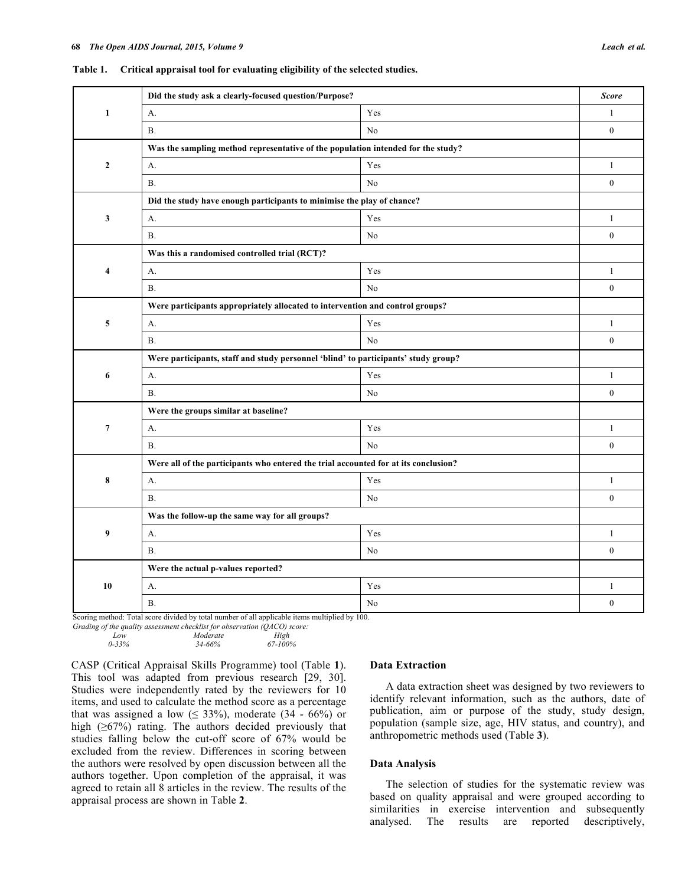**Table 1. Critical appraisal tool for evaluating eligibility of the selected studies.**

| | | | Score |
|---|---|---|---|
| 1 | **Did the study ask a clearly-focused question/Purpose?** | | |
| | A. | Yes | 1 |
| | B. | No | 0 |
| 2 | **Was the sampling method representative of the population intended for the study?** | | |
| | A. | Yes | 1 |
| | B. | No | 0 |
| 3 | **Did the study have enough participants to minimise the play of chance?** | | |
| | A. | Yes | 1 |
| | B. | No | 0 |
| 4 | **Was this a randomised controlled trial (RCT)?** | | |
| | A. | Yes | 1 |
| | B. | No | 0 |
| 5 | **Were participants appropriately allocated to intervention and control groups?** | | |
| | A. | Yes | 1 |
| | B. | No | 0 |
| 6 | **Were participants, staff and study personnel 'blind' to participants' study group?** | | |
| | A. | Yes | 1 |
| | B. | No | 0 |
| 7 | **Were the groups similar at baseline?** | | |
| | A. | Yes | 1 |
| | B. | No | 0 |
| 8 | **Were all of the participants who entered the trial accounted for at its conclusion?** | | |
| | A. | Yes | 1 |
| | B. | No | 0 |
| 9 | **Was the follow-up the same way for all groups?** | | |
| | A. | Yes | 1 |
| | B. | No | 0 |
| 10 | **Were the actual p-values reported?** | | |
| | A. | Yes | 1 |
| | B. | No | 0 |

Scoring method: Total score divided by total number of all applicable items multiplied by 100.

*Grading of the quality assessment checklist for observation (QACO) score:*

| *Low* | *Moderate* | *High* |
|---|---|---|
| *0-33%* | *34-66%* | *67-100%* |

CASP (Critical Appraisal Skills Programme) tool (Table **1**). This tool was adapted from previous research [29, 30]. Studies were independently rated by the reviewers for 10 items, and used to calculate the method score as a percentage that was assigned a low (≤ 33%), moderate (34 - 66%) or high (≥67%) rating. The authors decided previously that studies falling below the cut-off score of 67% would be excluded from the review. Differences in scoring between the authors were resolved by open discussion between all the authors together. Upon completion of the appraisal, it was agreed to retain all 8 articles in the review. The results of the appraisal process are shown in Table **2**.

### Data Extraction

A data extraction sheet was designed by two reviewers to identify relevant information, such as the authors, date of publication, aim or purpose of the study, study design, population (sample size, age, HIV status, and country), and anthropometric methods used (Table **3**).

### Data Analysis

The selection of studies for the systematic review was based on quality appraisal and were grouped according to similarities in exercise intervention and subsequently analysed. The results are reported descriptively,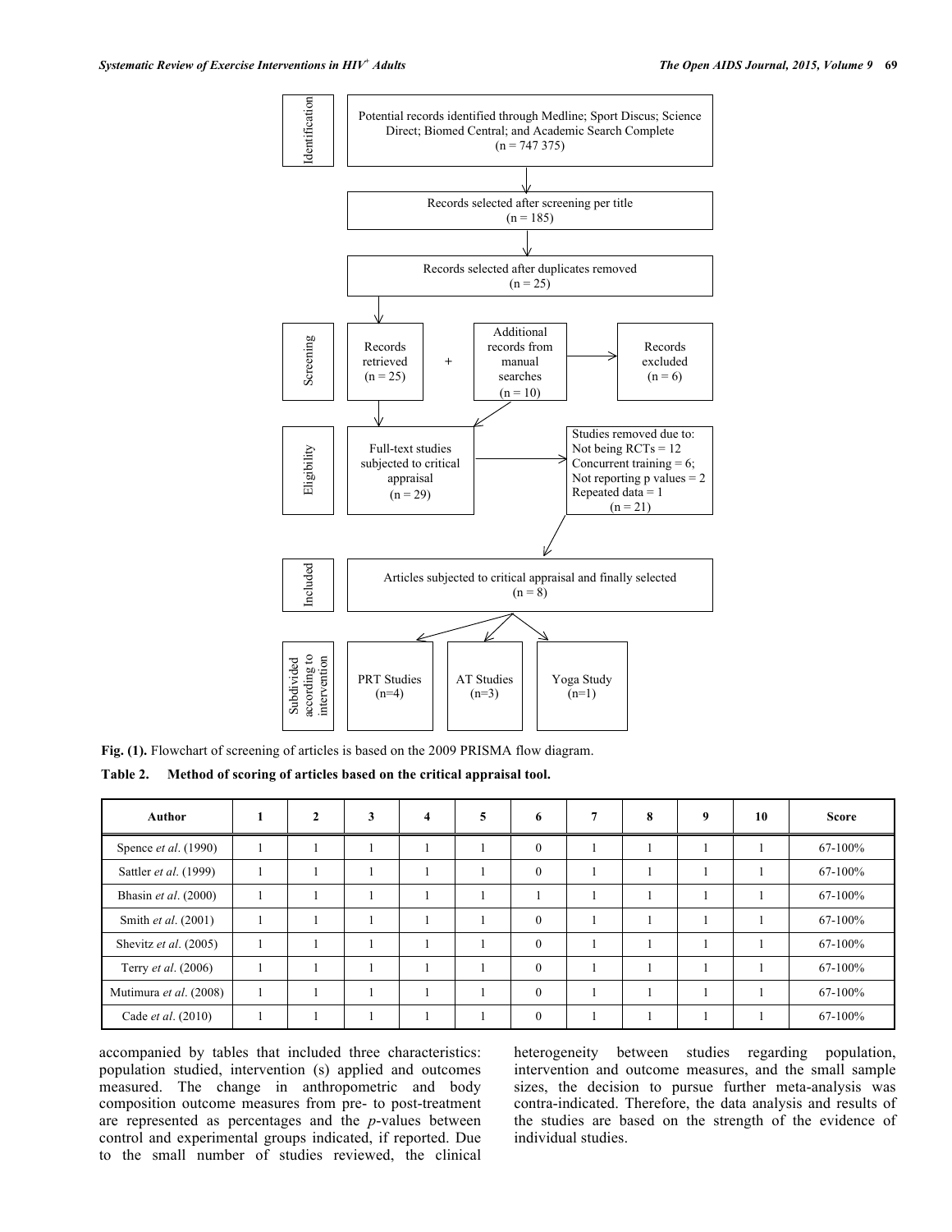Fig. (1). Flowchart of screening of articles is based on the 2009 PRISMA flow diagram.

**Table 2. Method of scoring of articles based on the critical appraisal tool.**

| Author | 1 | 2 | 3 | 4 | 5 | 6 | 7 | 8 | 9 | 10 | Score |
|---|---|---|---|---|---|---|---|---|---|---|---|
| Spence *et al*. (1990) | 1 | 1 | 1 | 1 | 1 | 0 | 1 | 1 | 1 | 1 | 67-100% |
| Sattler *et al*. (1999) | 1 | 1 | 1 | 1 | 1 | 0 | 1 | 1 | 1 | 1 | 67-100% |
| Bhasin *et al*. (2000) | 1 | 1 | 1 | 1 | 1 | 1 | 1 | 1 | 1 | 1 | 67-100% |
| Smith *et al*. (2001) | 1 | 1 | 1 | 1 | 1 | 0 | 1 | 1 | 1 | 1 | 67-100% |
| Shevitz *et al*. (2005) | 1 | 1 | 1 | 1 | 1 | 0 | 1 | 1 | 1 | 1 | 67-100% |
| Terry *et al*. (2006) | 1 | 1 | 1 | 1 | 1 | 0 | 1 | 1 | 1 | 1 | 67-100% |
| Mutimura *et al*. (2008) | 1 | 1 | 1 | 1 | 1 | 0 | 1 | 1 | 1 | 1 | 67-100% |
| Cade *et al*. (2010) | 1 | 1 | 1 | 1 | 1 | 0 | 1 | 1 | 1 | 1 | 67-100% |

accompanied by tables that included three characteristics: population studied, intervention (s) applied and outcomes measured. The change in anthropometric and body composition outcome measures from pre- to post-treatment are represented as percentages and the *p*-values between control and experimental groups indicated, if reported. Due to the small number of studies reviewed, the clinical heterogeneity between studies regarding population, intervention and outcome measures, and the small sample sizes, the decision to pursue further meta-analysis was contra-indicated. Therefore, the data analysis and results of the studies are based on the strength of the evidence of individual studies.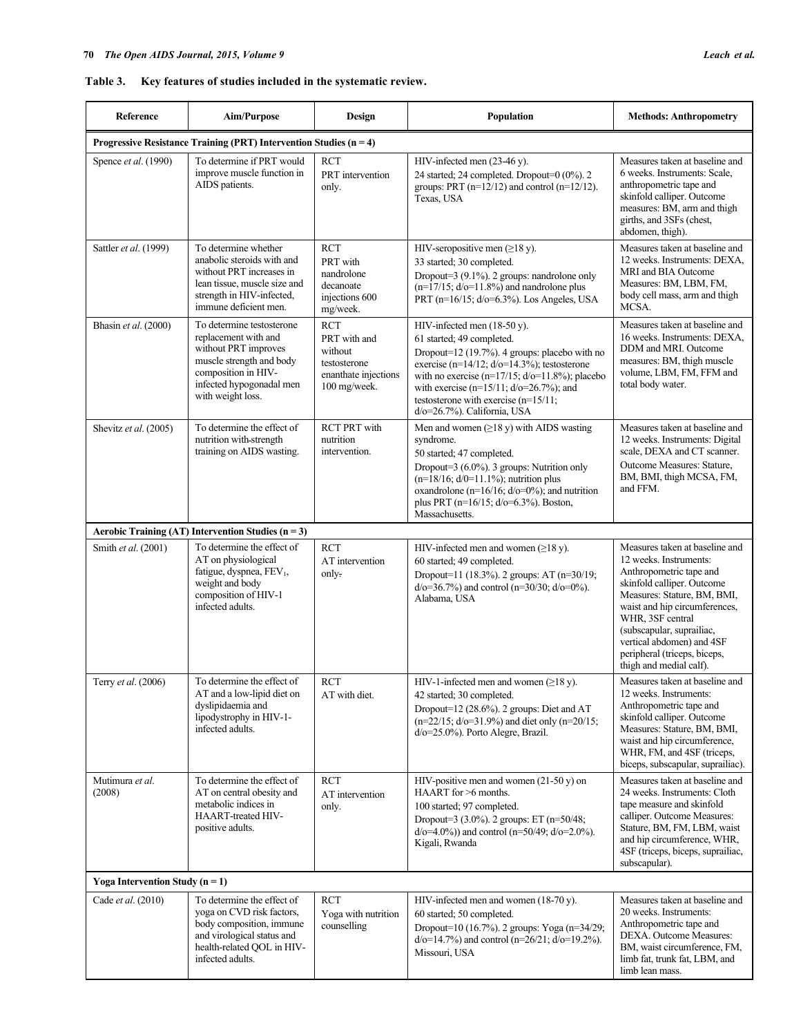**Table 3. Key features of studies included in the systematic review.**

| Reference | Aim/Purpose | Design | Population | Methods: Anthropometry |
|---|---|---|---|---|
| **Progressive Resistance Training (PRT) Intervention Studies (n = 4)** | | | | |
| Spence *et al*. (1990) | To determine if PRT would improve muscle function in AIDS patients. | RCT PRT intervention only. | HIV-infected men (23-46 y). 24 started; 24 completed. Dropout=0 (0%). 2 groups: PRT (n=12/12) and control (n=12/12). Texas, USA | Measures taken at baseline and 6 weeks. Instruments: Scale, anthropometric tape and skinfold calliper. Outcome measures: BM, arm and thigh girths, and 3SFs (chest, abdomen, thigh). |
| Sattler *et al*. (1999) | To determine whether anabolic steroids with and without PRT increases in lean tissue, muscle size and strength in HIV-infected, immune deficient men. | RCT PRT with nandrolone decanoate injections 600 mg/week. | HIV-seropositive men (≥18 y). 33 started; 30 completed. Dropout=3 (9.1%). 2 groups: nandrolone only (n=17/15; d/o=11.8%) and nandrolone plus PRT (n=16/15; d/o=6.3%). Los Angeles, USA | Measures taken at baseline and 12 weeks. Instruments: DEXA, MRI and BIA Outcome Measures: BM, LBM, FM, body cell mass, arm and thigh MCSA. |
| Bhasin *et al*. (2000) | To determine testosterone replacement with and without PRT improves muscle strength and body composition in HIV-infected hypogonadal men with weight loss. | RCT PRT with and without testosterone enanthate injections 100 mg/week. | HIV-infected men (18-50 y). 61 started; 49 completed. Dropout=12 (19.7%). 4 groups: placebo with no exercise (n=14/12; d/o=14.3%); testosterone with no exercise (n=17/15; d/o=11.8%); placebo with exercise (n=15/11; d/o=26.7%); and testosterone with exercise (n=15/11; d/o=26.7%). California, USA | Measures taken at baseline and 16 weeks. Instruments: DEXA, DDM and MRI. Outcome measures: BM, thigh muscle volume, LBM, FM, FFM and total body water. |
| Shevitz *et al*. (2005) | To determine the effect of nutrition with strength training on AIDS wasting. | RCT PRT with nutrition intervention. | Men and women (≥18 y) with AIDS wasting syndrome. 50 started; 47 completed. Dropout=3 (6.0%). 3 groups: Nutrition only (n=18/16; d/o=11.1%); nutrition plus oxandrolone (n=16/16; d/o=0%); and nutrition plus PRT (n=16/15; d/o=6.3%). Boston, Massachusetts. | Measures taken at baseline and 12 weeks. Instruments: Digital scale, DEXA and CT scanner. Outcome Measures: Stature, BM, BMI, thigh MCSA, FM, and FFM. |
| **Aerobic Training (AT) Intervention Studies (n = 3)** | | | | |
| Smith *et al*. (2001) | To determine the effect of AT on physiological fatigue, dyspnea, $FEV_1$, weight and body composition of HIV-1 infected adults. | RCT AT intervention only. | HIV-infected men and women (≥18 y). 60 started; 49 completed. Dropout=11 (18.3%). 2 groups: AT (n=30/19; d/o=36.7%) and control (n=30/30; d/o=0%). Alabama, USA | Measures taken at baseline and 12 weeks. Instruments: Anthropometric tape and skinfold calliper. Outcome Measures: Stature, BM, BMI, waist and hip circumferences, WHR, 3SF central (subscapular, suprailiac, vertical abdomen) and 4SF peripheral (triceps, biceps, thigh and medial calf). |
| Terry *et al*. (2006) | To determine the effect of AT and a low-lipid diet on dyslipidaemia and lipodystrophy in HIV-1-infected adults. | RCT AT with diet. | HIV-1-infected men and women (≥18 y). 42 started; 30 completed. Dropout=12 (28.6%). 2 groups: Diet and AT (n=22/15; d/o=31.9%) and diet only (n=20/15; d/o=25.0%). Porto Alegre, Brazil. | Measures taken at baseline and 12 weeks. Instruments: Anthropometric tape and skinfold calliper. Outcome Measures: Stature, BM, BMI, waist and hip circumference, WHR, FM, and 4SF (triceps, biceps, subscapular, suprailiac). |
| Mutimura *et al*. (2008) | To determine the effect of AT on central obesity and metabolic indices in HAART-treated HIV-positive adults. | RCT AT intervention only. | HIV-positive men and women (21-50 y) on HAART for >6 months. 100 started; 97 completed. Dropout=3 (3.0%). 2 groups: ET (n=50/48; d/o=4.0%)) and control (n=50/49; d/o=2.0%). Kigali, Rwanda | Measures taken at baseline and 24 weeks. Instruments: Cloth tape measure and skinfold calliper. Outcome Measures: Stature, BM, FM, LBM, waist and hip circumference, WHR, 4SF (triceps, biceps, suprailiac, subscapular). |
| **Yoga Intervention Study (n = 1)** | | | | |
| Cade *et al*. (2010) | To determine the effect of yoga on CVD risk factors, body composition, immune and virological status and health-related QOL in HIV-infected adults. | RCT Yoga with nutrition counselling | HIV-infected men and women (18-70 y). 60 started; 50 completed. Dropout=10 (16.7%). 2 groups: Yoga (n=34/29; d/o=14.7%) and control (n=26/21; d/o=19.2%). Missouri, USA | Measures taken at baseline and 20 weeks. Instruments: Anthropometric tape and DEXA. Outcome Measures: BM, waist circumference, FM, limb fat, trunk fat, LBM, and limb lean mass. |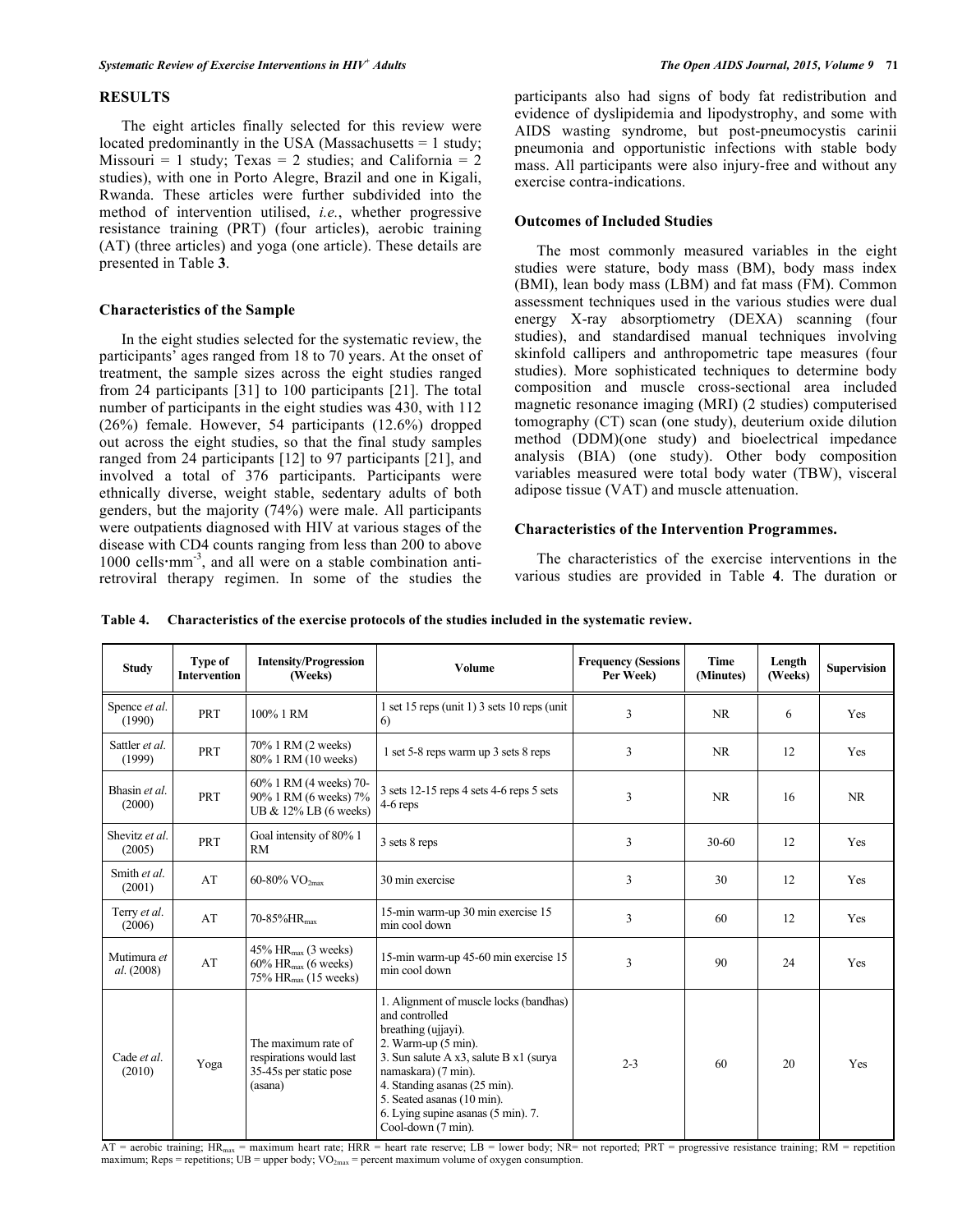## RESULTS

The eight articles finally selected for this review were located predominantly in the USA (Massachusetts = 1 study; Missouri = 1 study; Texas = 2 studies; and California = 2 studies), with one in Porto Alegre, Brazil and one in Kigali, Rwanda. These articles were further subdivided into the method of intervention utilised, *i.e.*, whether progressive resistance training (PRT) (four articles), aerobic training (AT) (three articles) and yoga (one article). These details are presented in Table **3**.

### Characteristics of the Sample

In the eight studies selected for the systematic review, the participants' ages ranged from 18 to 70 years. At the onset of treatment, the sample sizes across the eight studies ranged from 24 participants [31] to 100 participants [21]. The total number of participants in the eight studies was 430, with 112 (26%) female. However, 54 participants (12.6%) dropped out across the eight studies, so that the final study samples ranged from 24 participants [12] to 97 participants [21], and involved a total of 376 participants. Participants were ethnically diverse, weight stable, sedentary adults of both genders, but the majority (74%) were male. All participants were outpatients diagnosed with HIV at various stages of the disease with CD4 counts ranging from less than 200 to above 1000 cells·mm$^{-3}$, and all were on a stable combination anti-retroviral therapy regimen. In some of the studies the participants also had signs of body fat redistribution and evidence of dyslipidemia and lipodystrophy, and some with AIDS wasting syndrome, but post-pneumocystis carinii pneumonia and opportunistic infections with stable body mass. All participants were also injury-free and without any exercise contra-indications.

### Outcomes of Included Studies

The most commonly measured variables in the eight studies were stature, body mass (BM), body mass index (BMI), lean body mass (LBM) and fat mass (FM). Common assessment techniques used in the various studies were dual energy X-ray absorptiometry (DEXA) scanning (four studies), and standardised manual techniques involving skinfold callipers and anthropometric tape measures (four studies). More sophisticated techniques to determine body composition and muscle cross-sectional area included magnetic resonance imaging (MRI) (2 studies) computerised tomography (CT) scan (one study), deuterium oxide dilution method (DDM)(one study) and bioelectrical impedance analysis (BIA) (one study). Other body composition variables measured were total body water (TBW), visceral adipose tissue (VAT) and muscle attenuation.

### Characteristics of the Intervention Programmes.

The characteristics of the exercise interventions in the various studies are provided in Table **4**. The duration or

**Table 4. Characteristics of the exercise protocols of the studies included in the systematic review.**

| Study | Type of Intervention | Intensity/Progression (Weeks) | Volume | Frequency (Sessions Per Week) | Time (Minutes) | Length (Weeks) | Supervision |
|---|---|---|---|---|---|---|---|
| Spence *et al.* (1990) | PRT | 100% 1 RM | 1 set 15 reps (unit 1) 3 sets 10 reps (unit 6) | 3 | NR | 6 | Yes |
| Sattler *et al.* (1999) | PRT | 70% 1 RM (2 weeks) 80% 1 RM (10 weeks) | 1 set 5-8 reps warm up 3 sets 8 reps | 3 | NR | 12 | Yes |
| Bhasin *et al.* (2000) | PRT | 60% 1 RM (4 weeks) 70-90% 1 RM (6 weeks) 7% UB & 12% LB (6 weeks) | 3 sets 12-15 reps 4 sets 4-6 reps 5 sets 4-6 reps | 3 | NR | 16 | NR |
| Shevitz *et al.* (2005) | PRT | Goal intensity of 80% 1 RM | 3 sets 8 reps | 3 | 30-60 | 12 | Yes |
| Smith *et al.* (2001) | AT | 60-80% $VO_{2max}$ | 30 min exercise | 3 | 30 | 12 | Yes |
| Terry *et al.* (2006) | AT | 70-85%$HR_{max}$ | 15-min warm-up 30 min exercise 15 min cool down | 3 | 60 | 12 | Yes |
| Mutimura *et al.* (2008) | AT | 45% $HR_{max}$ (3 weeks) 60% $HR_{max}$ (6 weeks) 75% $HR_{max}$ (15 weeks) | 15-min warm-up 45-60 min exercise 15 min cool down | 3 | 90 | 24 | Yes |
| Cade *et al.* (2010) | Yoga | The maximum rate of respirations would last 35-45s per static pose (asana) | 1. Alignment of muscle locks (bandhas) and controlled breathing (ujjayi). 2. Warm-up (5 min). 3. Sun salute A x3, salute B x1 (surya namaskara) (7 min). 4. Standing asanas (25 min). 5. Seated asanas (10 min). 6. Lying supine asanas (5 min). 7. Cool-down (7 min). | 2-3 | 60 | 20 | Yes |

AT = aerobic training; $HR_{max}$ = maximum heart rate; HRR = heart rate reserve; LB = lower body; NR= not reported; PRT = progressive resistance training; RM = repetition maximum; Reps = repetitions; UB = upper body; $VO_{2max}$ = percent maximum volume of oxygen consumption.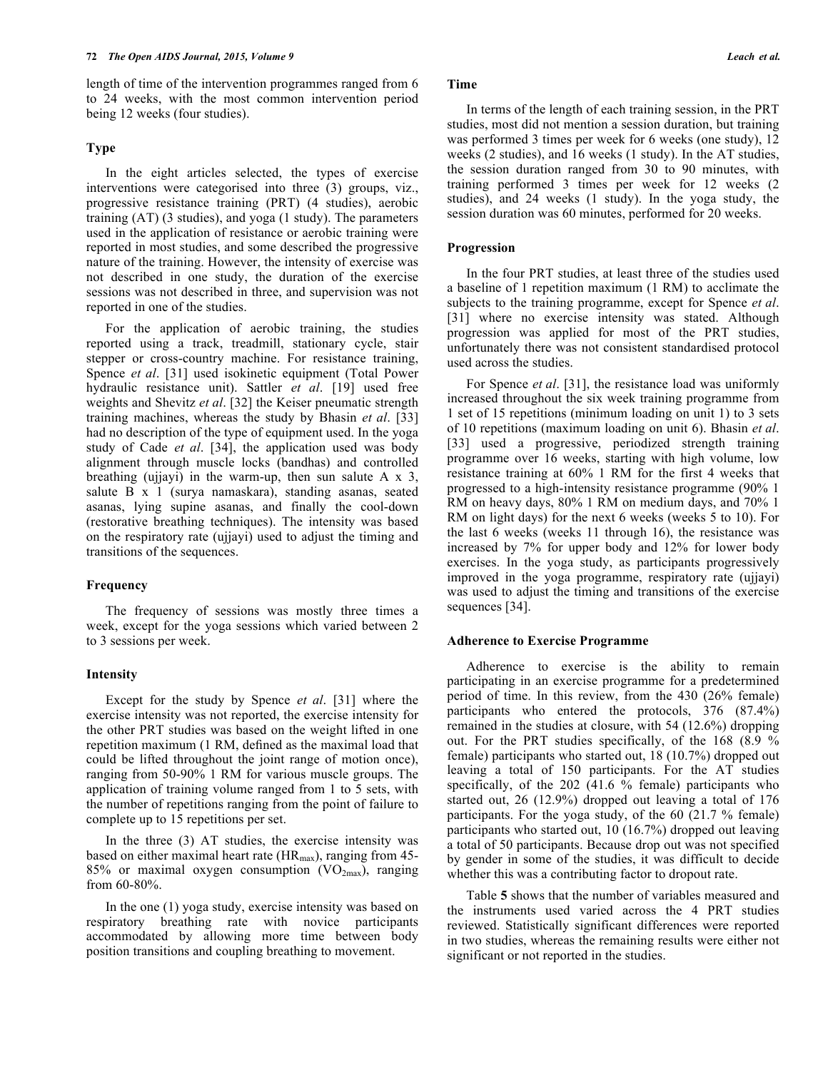length of time of the intervention programmes ranged from 6 to 24 weeks, with the most common intervention period being 12 weeks (four studies).

### Type

In the eight articles selected, the types of exercise interventions were categorised into three (3) groups, viz., progressive resistance training (PRT) (4 studies), aerobic training (AT) (3 studies), and yoga (1 study). The parameters used in the application of resistance or aerobic training were reported in most studies, and some described the progressive nature of the training. However, the intensity of exercise was not described in one study, the duration of the exercise sessions was not described in three, and supervision was not reported in one of the studies.

For the application of aerobic training, the studies reported using a track, treadmill, stationary cycle, stair stepper or cross-country machine. For resistance training, Spence *et al*. [31] used isokinetic equipment (Total Power hydraulic resistance unit). Sattler *et al*. [19] used free weights and Shevitz *et al*. [32] the Keiser pneumatic strength training machines, whereas the study by Bhasin *et al*. [33] had no description of the type of equipment used. In the yoga study of Cade *et al*. [34], the application used was body alignment through muscle locks (bandhas) and controlled breathing (ujjayi) in the warm-up, then sun salute A x 3, salute B x 1 (surya namaskara), standing asanas, seated asanas, lying supine asanas, and finally the cool-down (restorative breathing techniques). The intensity was based on the respiratory rate (ujjayi) used to adjust the timing and transitions of the sequences.

### Frequency

The frequency of sessions was mostly three times a week, except for the yoga sessions which varied between 2 to 3 sessions per week.

### Intensity

Except for the study by Spence *et al*. [31] where the exercise intensity was not reported, the exercise intensity for the other PRT studies was based on the weight lifted in one repetition maximum (1 RM, defined as the maximal load that could be lifted throughout the joint range of motion once), ranging from 50-90% 1 RM for various muscle groups. The application of training volume ranged from 1 to 5 sets, with the number of repetitions ranging from the point of failure to complete up to 15 repetitions per set.

In the three (3) AT studies, the exercise intensity was based on either maximal heart rate ($HR_{max}$), ranging from 45-85% or maximal oxygen consumption ($VO_{2max}$), ranging from 60-80%.

In the one (1) yoga study, exercise intensity was based on respiratory breathing rate with novice participants accommodated by allowing more time between body position transitions and coupling breathing to movement.

### Time

In terms of the length of each training session, in the PRT studies, most did not mention a session duration, but training was performed 3 times per week for 6 weeks (one study), 12 weeks (2 studies), and 16 weeks (1 study). In the AT studies, the session duration ranged from 30 to 90 minutes, with training performed 3 times per week for 12 weeks (2 studies), and 24 weeks (1 study). In the yoga study, the session duration was 60 minutes, performed for 20 weeks.

### Progression

In the four PRT studies, at least three of the studies used a baseline of 1 repetition maximum (1 RM) to acclimate the subjects to the training programme, except for Spence *et al*. [31] where no exercise intensity was stated. Although progression was applied for most of the PRT studies, unfortunately there was not consistent standardised protocol used across the studies.

For Spence *et al*. [31], the resistance load was uniformly increased throughout the six week training programme from 1 set of 15 repetitions (minimum loading on unit 1) to 3 sets of 10 repetitions (maximum loading on unit 6). Bhasin *et al*. [33] used a progressive, periodized strength training programme over 16 weeks, starting with high volume, low resistance training at 60% 1 RM for the first 4 weeks that progressed to a high-intensity resistance programme (90% 1 RM on heavy days, 80% 1 RM on medium days, and 70% 1 RM on light days) for the next 6 weeks (weeks 5 to 10). For the last 6 weeks (weeks 11 through 16), the resistance was increased by 7% for upper body and 12% for lower body exercises. In the yoga study, as participants progressively improved in the yoga programme, respiratory rate (ujjayi) was used to adjust the timing and transitions of the exercise sequences [34].

### Adherence to Exercise Programme

Adherence to exercise is the ability to remain participating in an exercise programme for a predetermined period of time. In this review, from the 430 (26% female) participants who entered the protocols, 376 (87.4%) remained in the studies at closure, with 54 (12.6%) dropping out. For the PRT studies specifically, of the 168 (8.9 % female) participants who started out, 18 (10.7%) dropped out leaving a total of 150 participants. For the AT studies specifically, of the 202 (41.6 % female) participants who started out, 26 (12.9%) dropped out leaving a total of 176 participants. For the yoga study, of the 60 (21.7 % female) participants who started out, 10 (16.7%) dropped out leaving a total of 50 participants. Because drop out was not specified by gender in some of the studies, it was difficult to decide whether this was a contributing factor to dropout rate.

Table **5** shows that the number of variables measured and the instruments used varied across the 4 PRT studies reviewed. Statistically significant differences were reported in two studies, whereas the remaining results were either not significant or not reported in the studies.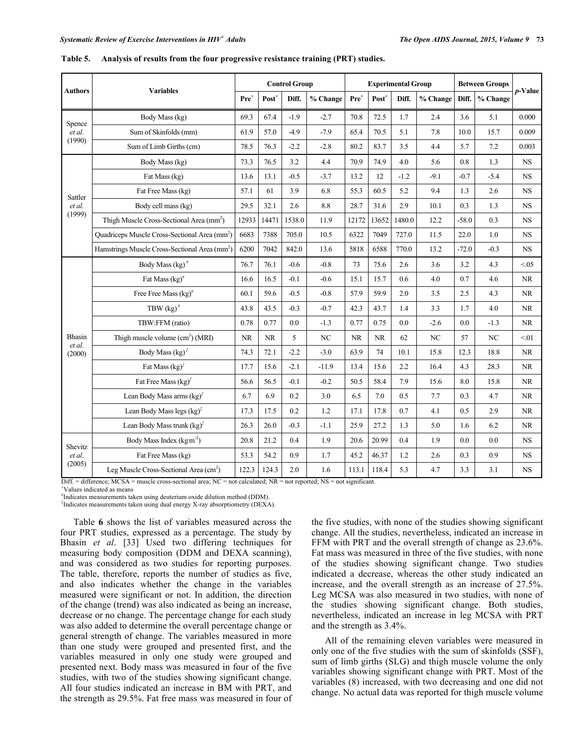**Table 5. Analysis of results from the four progressive resistance training (PRT) studies.**

| Authors | Variables | Control Group | | | | Experimental Group | | | | Between Groups | | p-Value |
|---|---|---|---|---|---|---|---|---|---|---|---|---|
| | | Pre+ | Post+ | Diff. | % Change | Pre+ | Post+ | Diff. | % Change | Diff. | % Change | |
| Spence *et al.* (1990) | Body Mass (kg) | 69.3 | 67.4 | -1.9 | -2.7 | 70.8 | 72.5 | 1.7 | 2.4 | 3.6 | 5.1 | 0.000 |
| | Sum of Skinfolds (mm) | 61.9 | 57.0 | -4.9 | -7.9 | 65.4 | 70.5 | 5.1 | 7.8 | 10.0 | 15.7 | 0.009 |
| | Sum of Limb Girths (cm) | 78.5 | 76.3 | -2.2 | -2.8 | 80.2 | 83.7 | 3.5 | 4.4 | 5.7 | 7.2 | 0.003 |
| Sattler *et al.* (1999) | Body Mass (kg) | 73.3 | 76.5 | 3.2 | 4.4 | 70.9 | 74.9 | 4.0 | 5.6 | 0.8 | 1.3 | NS |
| | Fat Mass (kg) | 13.6 | 13.1 | -0.5 | -3.7 | 13.2 | 12 | -1.2 | -9.1 | -0.7 | -5.4 | NS |
| | Fat Free Mass (kg) | 57.1 | 61 | 3.9 | 6.8 | 55.3 | 60.5 | 5.2 | 9.4 | 1.3 | 2.6 | NS |
| | Body cell mass (kg) | 29.5 | 32.1 | 2.6 | 8.8 | 28.7 | 31.6 | 2.9 | 10.1 | 0.3 | 1.3 | NS |
| | Thigh Muscle Cross-Sectional Area (mm$^2$) | 12933 | 14471 | 1538.0 | 11.9 | 12172 | 13652 | 1480.0 | 12.2 | -58.0 | 0.3 | NS |
| | Quadriceps Muscle Cross-Sectional Area (mm$^2$) | 6683 | 7388 | 705.0 | 10.5 | 6322 | 7049 | 727.0 | 11.5 | 22.0 | 1.0 | NS |
| | Hamstrings Muscle Cross-Sectional Area (mm$^2$) | 6200 | 7042 | 842.0 | 13.6 | 5818 | 6588 | 770.0 | 13.2 | -72.0 | -0.3 | NS |
| Bhasin *et al.* (2000) | Body Mass (kg)# | 76.7 | 76.1 | -0.6 | -0.8 | 73 | 75.6 | 2.6 | 3.6 | 3.2 | 4.3 | <.05 |
| | Fat Mass (kg)# | 16.6 | 16.5 | -0.1 | -0.6 | 15.1 | 15.7 | 0.6 | 4.0 | 0.7 | 4.6 | NR |
| | Free Free Mass (kg)# | 60.1 | 59.6 | -0.5 | -0.8 | 57.9 | 59.9 | 2.0 | 3.5 | 2.5 | 4.3 | NR |
| | TBW (kg)# | 43.8 | 43.5 | -0.3 | -0.7 | 42.3 | 43.7 | 1.4 | 3.3 | 1.7 | 4.0 | NR |
| | TBW:FFM (ratio) | 0.78 | 0.77 | 0.0 | -1.3 | 0.77 | 0.75 | 0.0 | -2.6 | 0.0 | -1.3 | NR |
| | Thigh muscle volume (cm$^3$) (MRI) | NR | NR | 5 | NC | NR | NR | 62 | NC | 57 | NC | <.01 |
| | Body Mass (kg)‡ | 74.3 | 72.1 | -2.2 | -3.0 | 63.9 | 74 | 10.1 | 15.8 | 12.3 | 18.8 | NR |
| | Fat Mass (kg)‡ | 17.7 | 15.6 | -2.1 | -11.9 | 13.4 | 15.6 | 2.2 | 16.4 | 4.3 | 28.3 | NR |
| | Fat Free Mass (kg)‡ | 56.6 | 56.5 | -0.1 | -0.2 | 50.5 | 58.4 | 7.9 | 15.6 | 8.0 | 15.8 | NR |
| | Lean Body Mass arms (kg)‡ | 6.7 | 6.9 | 0.2 | 3.0 | 6.5 | 7.0 | 0.5 | 7.7 | 0.3 | 4.7 | NR |
| | Lean Body Mass legs (kg)‡ | 17.3 | 17.5 | 0.2 | 1.2 | 17.1 | 17.8 | 0.7 | 4.1 | 0.5 | 2.9 | NR |
| | Lean Body Mass trunk (kg)‡ | 26.3 | 26.0 | -0.3 | -1.1 | 25.9 | 27.2 | 1.3 | 5.0 | 1.6 | 6.2 | NR |
| Shevitz *et al.* (2005) | Body Mass Index (kg·m$^{-2}$) | 20.8 | 21.2 | 0.4 | 1.9 | 20.6 | 20.99 | 0.4 | 1.9 | 0.0 | 0.0 | NS |
| | Fat Free Mass (kg) | 53.3 | 54.2 | 0.9 | 1.7 | 45.2 | 46.37 | 1.2 | 2.6 | 0.3 | 0.9 | NS |
| | Leg Muscle Cross-Sectional Area (cm$^2$) | 122.3 | 124.3 | 2.0 | 1.6 | 113.1 | 118.4 | 5.3 | 4.7 | 3.3 | 3.1 | NS |

Diff. = difference; MCSA = muscle cross-sectional area; NC = not calculated; NR = not reported; NS = not significant.
+Values indicated as means
#Indicates measurements taken using deuterium oxide dilution method (DDM).
‡Indicates measurements taken using dual energy X-ray absorptiometry (DEXA).

Table **6** shows the list of variables measured across the four PRT studies, expressed as a percentage. The study by Bhasin *et al*. [33] Used two differing techniques for measuring body composition (DDM and DEXA scanning), and was considered as two studies for reporting purposes. The table, therefore, reports the number of studies as five, and also indicates whether the change in the variables measured were significant or not. In addition, the direction of the change (trend) was also indicated as being an increase, decrease or no change. The percentage change for each study was also added to determine the overall percentage change or general strength of change. The variables measured in more than one study were grouped and presented first, and the variables measured in only one study were grouped and presented next. Body mass was measured in four of the five studies, with two of the studies showing significant change. All four studies indicated an increase in BM with PRT, and the strength as 29.5%. Fat free mass was measured in four of the five studies, with none of the studies showing significant change. All the studies, nevertheless, indicated an increase in FFM with PRT and the overall strength of change as 23.6%. Fat mass was measured in three of the five studies, with none of the studies showing significant change. Two studies indicated a decrease, whereas the other study indicated an increase, and the overall strength as an increase of 27.5%. Leg MCSA was also measured in two studies, with none of the studies showing significant change. Both studies, nevertheless, indicated an increase in leg MCSA with PRT and the strength as 3.4%.

All of the remaining eleven variables were measured in only one of the five studies with the sum of skinfolds (SSF), sum of limb girths (SLG) and thigh muscle volume the only variables showing significant change with PRT. Most of the variables (8) increased, with two decreasing and one did not change. No actual data was reported for thigh muscle volume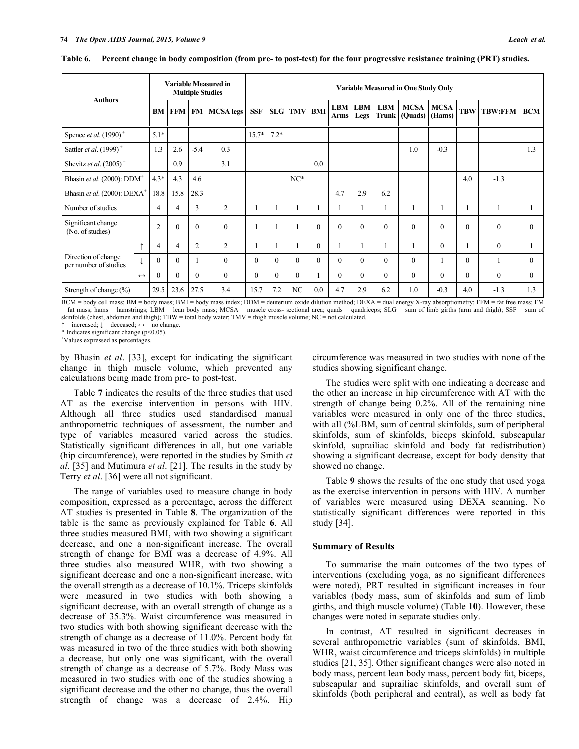**Table 6. Percent change in body composition (from pre- to post-test) for the four progressive resistance training (PRT) studies.**

| Authors | | Variable Measured in Multiple Studies | | | | Variable Measured in One Study Only | | | | | | | | | | | |
|---|---|---|---|---|---|---|---|---|---|---|---|---|---|---|---|---|---|
| | | BM | FFM | FM | MCSA legs | SSF | SLG | TMV | BMI | LBM Arms | LBM Legs | LBM Trunk | MCSA (Quads) | MCSA (Hams) | TBW | TBW:FFM | BCM |
| Spence *et al*. (1990) [+] | | 5.1* | | | | 15.7* | 7.2* | | | | | | | | | | |
| Sattler *et al*. (1999) [+] | | 1.3 | 2.6 | -5.4 | 0.3 | | | | | | | | 1.0 | -0.3 | | | 1.3 |
| Shevitz *et al*. (2005) [+] | | | 0.9 | | 3.1 | | | | 0.0 | | | | | | | | |
| Bhasin *et al*. (2000): DDM[+] | | 4.3* | 4.3 | 4.6 | | | | NC* | | | | | | | 4.0 | -1.3 | |
| Bhasin *et al*. (2000): DEXA[+] | | 18.8 | 15.8 | 28.3 | | | | | | 4.7 | 2.9 | 6.2 | | | | | |
| Number of studies | | 4 | 4 | 3 | 2 | 1 | 1 | 1 | 1 | 1 | 1 | 1 | 1 | 1 | 1 | 1 | 1 |
| Significant change (No. of studies) | | 2 | 0 | 0 | 0 | 1 | 1 | 1 | 0 | 0 | 0 | 0 | 0 | 0 | 0 | 0 | 0 |
| Direction of change per number of studies | ↑ | 4 | 4 | 2 | 2 | 1 | 1 | 1 | 0 | 1 | 1 | 1 | 1 | 0 | 1 | 0 | 1 |
| | ↓ | 0 | 0 | 1 | 0 | 0 | 0 | 0 | 0 | 0 | 0 | 0 | 0 | 1 | 0 | 1 | 0 |
| | ↔ | 0 | 0 | 0 | 0 | 0 | 0 | 0 | 1 | 0 | 0 | 0 | 0 | 0 | 0 | 0 | 0 |
| Strength of change (%) | | 29.5 | 23.6 | 27.5 | 3.4 | 15.7 | 7.2 | NC | 0.0 | 4.7 | 2.9 | 6.2 | 1.0 | -0.3 | 4.0 | -1.3 | 1.3 |

BCM = body cell mass; BM = body mass; BMI = body mass index; DDM = deuterium oxide dilution method; DEXA = dual energy X-ray absorptiometry; FFM = fat free mass; FM = fat mass; hams = hamstrings; LBM = lean body mass; MCSA = muscle cross- sectional area; quads = quadriceps; SLG = sum of limb girths (arm and thigh); SSF = sum of skinfolds (chest, abdomen and thigh); TBW = total body water; TMV = thigh muscle volume; NC = not calculated.
↑ = increased; ↓ = deceased; ↔ = no change.
* Indicates significant change ($p<0.05$).
[+]Values expressed as percentages.

by Bhasin *et al*. [33], except for indicating the significant change in thigh muscle volume, which prevented any calculations being made from pre- to post-test.

Table **7** indicates the results of the three studies that used AT as the exercise intervention in persons with HIV. Although all three studies used standardised manual anthropometric techniques of assessment, the number and type of variables measured varied across the studies. Statistically significant differences in all, but one variable (hip circumference), were reported in the studies by Smith *et al*. [35] and Mutimura *et al*. [21]. The results in the study by Terry *et al*. [36] were all not significant.

The range of variables used to measure change in body composition, expressed as a percentage, across the different AT studies is presented in Table **8**. The organization of the table is the same as previously explained for Table **6**. All three studies measured BMI, with two showing a significant decrease, and one a non-significant increase. The overall strength of change for BMI was a decrease of 4.9%. All three studies also measured WHR, with two showing a significant decrease and one a non-significant increase, with the overall strength as a decrease of 10.1%. Triceps skinfolds were measured in two studies with both showing a significant decrease, with an overall strength of change as a decrease of 35.3%. Waist circumference was measured in two studies with both showing significant decrease with the strength of change as a decrease of 11.0%. Percent body fat was measured in two of the three studies with both showing a decrease, but only one was significant, with the overall strength of change as a decrease of 5.7%. Body Mass was measured in two studies with one of the studies showing a significant decrease and the other no change, thus the overall strength of change was a decrease of 2.4%. Hip circumference was measured in two studies with none of the studies showing significant change.

The studies were split with one indicating a decrease and the other an increase in hip circumference with AT with the strength of change being 0.2%. All of the remaining nine variables were measured in only one of the three studies, with all (%LBM, sum of central skinfolds, sum of peripheral skinfolds, sum of skinfolds, biceps skinfold, subscapular skinfold, suprailiac skinfold and body fat redistribution) showing a significant decrease, except for body density that showed no change.

Table **9** shows the results of the one study that used yoga as the exercise intervention in persons with HIV. A number of variables were measured using DEXA scanning. No statistically significant differences were reported in this study [34].

### Summary of Results

To summarise the main outcomes of the two types of interventions (excluding yoga, as no significant differences were noted), PRT resulted in significant increases in four variables (body mass, sum of skinfolds and sum of limb girths, and thigh muscle volume) (Table **10**). However, these changes were noted in separate studies only.

In contrast, AT resulted in significant decreases in several anthropometric variables (sum of skinfolds, BMI, WHR, waist circumference and triceps skinfolds) in multiple studies [21, 35]. Other significant changes were also noted in body mass, percent lean body mass, percent body fat, biceps, subscapular and suprailiac skinfolds, and overall sum of skinfolds (both peripheral and central), as well as body fat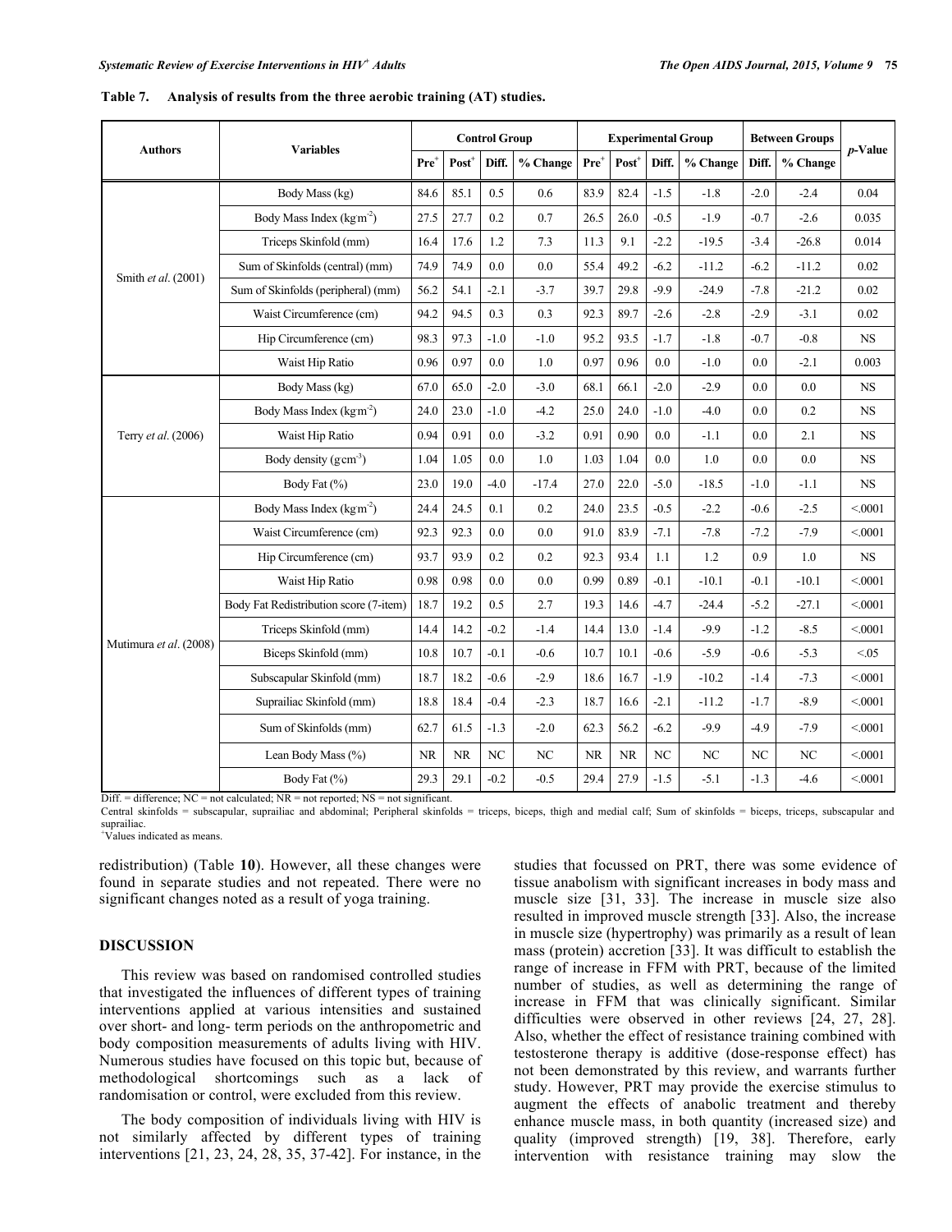**Table 7. Analysis of results from the three aerobic training (AT) studies.**

| Authors | Variables | Control Group | | | | Experimental Group | | | | Between Groups | | p-Value |
|---|---|---|---|---|---|---|---|---|---|---|---|---|
| | | Pre[+] | Post[+] | Diff. | % Change | Pre[+] | Post[+] | Diff. | % Change | Diff. | % Change | |
| Smith *et al*. (2001) | Body Mass (kg) | 84.6 | 85.1 | 0.5 | 0.6 | 83.9 | 82.4 | -1.5 | -1.8 | -2.0 | -2.4 | 0.04 |
| | Body Mass Index (kg·m$^{-2}$) | 27.5 | 27.7 | 0.2 | 0.7 | 26.5 | 26.0 | -0.5 | -1.9 | -0.7 | -2.6 | 0.035 |
| | Triceps Skinfold (mm) | 16.4 | 17.6 | 1.2 | 7.3 | 11.3 | 9.1 | -2.2 | -19.5 | -3.4 | -26.8 | 0.014 |
| | Sum of Skinfolds (central) (mm) | 74.9 | 74.9 | 0.0 | 0.0 | 55.4 | 49.2 | -6.2 | -11.2 | -6.2 | -11.2 | 0.02 |
| | Sum of Skinfolds (peripheral) (mm) | 56.2 | 54.1 | -2.1 | -3.7 | 39.7 | 29.8 | -9.9 | -24.9 | -7.8 | -21.2 | 0.02 |
| | Waist Circumference (cm) | 94.2 | 94.5 | 0.3 | 0.3 | 92.3 | 89.7 | -2.6 | -2.8 | -2.9 | -3.1 | 0.02 |
| | Hip Circumference (cm) | 98.3 | 97.3 | -1.0 | -1.0 | 95.2 | 93.5 | -1.7 | -1.8 | -0.7 | -0.8 | NS |
| | Waist Hip Ratio | 0.96 | 0.97 | 0.0 | 1.0 | 0.97 | 0.96 | 0.0 | -1.0 | 0.0 | -2.1 | 0.003 |
| Terry *et al*. (2006) | Body Mass (kg) | 67.0 | 65.0 | -2.0 | -3.0 | 68.1 | 66.1 | -2.0 | -2.9 | 0.0 | 0.0 | NS |
| | Body Mass Index (kg·m$^{-2}$) | 24.0 | 23.0 | -1.0 | -4.2 | 25.0 | 24.0 | -1.0 | -4.0 | 0.0 | 0.2 | NS |
| | Waist Hip Ratio | 0.94 | 0.91 | 0.0 | -3.2 | 0.91 | 0.90 | 0.0 | -1.1 | 0.0 | 2.1 | NS |
| | Body density (g·cm$^{-3}$) | 1.04 | 1.05 | 0.0 | 1.0 | 1.03 | 1.04 | 0.0 | 1.0 | 0.0 | 0.0 | NS |
| | Body Fat (%) | 23.0 | 19.0 | -4.0 | -17.4 | 27.0 | 22.0 | -5.0 | -18.5 | -1.0 | -1.1 | NS |
| Mutimura *et al*. (2008) | Body Mass Index (kg·m$^{-2}$) | 24.4 | 24.5 | 0.1 | 0.2 | 24.0 | 23.5 | -0.5 | -2.2 | -0.6 | -2.5 | <.0001 |
| | Waist Circumference (cm) | 92.3 | 92.3 | 0.0 | 0.0 | 91.0 | 83.9 | -7.1 | -7.8 | -7.2 | -7.9 | <.0001 |
| | Hip Circumference (cm) | 93.7 | 93.9 | 0.2 | 0.2 | 92.3 | 93.4 | 1.1 | 1.2 | 0.9 | 1.0 | NS |
| | Waist Hip Ratio | 0.98 | 0.98 | 0.0 | 0.0 | 0.99 | 0.89 | -0.1 | -10.1 | -0.1 | -10.1 | <.0001 |
| | Body Fat Redistribution score (7-item) | 18.7 | 19.2 | 0.5 | 2.7 | 19.3 | 14.6 | -4.7 | -24.4 | -5.2 | -27.1 | <.0001 |
| | Triceps Skinfold (mm) | 14.4 | 14.2 | -0.2 | -1.4 | 14.4 | 13.0 | -1.4 | -9.9 | -1.2 | -8.5 | <.0001 |
| | Biceps Skinfold (mm) | 10.8 | 10.7 | -0.1 | -0.6 | 10.7 | 10.1 | -0.6 | -5.9 | -0.6 | -5.3 | <.05 |
| | Subscapular Skinfold (mm) | 18.7 | 18.2 | -0.6 | -2.9 | 18.6 | 16.7 | -1.9 | -10.2 | -1.4 | -7.3 | <.0001 |
| | Suprailiac Skinfold (mm) | 18.8 | 18.4 | -0.4 | -2.3 | 18.7 | 16.6 | -2.1 | -11.2 | -1.7 | -8.9 | <.0001 |
| | Sum of Skinfolds (mm) | 62.7 | 61.5 | -1.3 | -2.0 | 62.3 | 56.2 | -6.2 | -9.9 | -4.9 | -7.9 | <.0001 |
| | Lean Body Mass (%) | NR | NR | NC | NC | NR | NR | NC | NC | NC | NC | <.0001 |
| | Body Fat (%) | 29.3 | 29.1 | -0.2 | -0.5 | 29.4 | 27.9 | -1.5 | -5.1 | -1.3 | -4.6 | <.0001 |

Diff. = difference; NC = not calculated; NR = not reported; NS = not significant.
Central skinfolds = subscapular, suprailiac and abdominal; Peripheral skinfolds = triceps, biceps, thigh and medial calf; Sum of skinfolds = biceps, triceps, subscapular and suprailiac.
[+]Values indicated as means.

redistribution) (Table **10**). However, all these changes were found in separate studies and not repeated. There were no significant changes noted as a result of yoga training.

## DISCUSSION

This review was based on randomised controlled studies that investigated the influences of different types of training interventions applied at various intensities and sustained over short- and long- term periods on the anthropometric and body composition measurements of adults living with HIV. Numerous studies have focused on this topic but, because of methodological shortcomings such as a lack of randomisation or control, were excluded from this review.

The body composition of individuals living with HIV is not similarly affected by different types of training interventions [21, 23, 24, 28, 35, 37-42]. For instance, in the studies that focussed on PRT, there was some evidence of tissue anabolism with significant increases in body mass and muscle size [31, 33]. The increase in muscle size also resulted in improved muscle strength [33]. Also, the increase in muscle size (hypertrophy) was primarily as a result of lean mass (protein) accretion [33]. It was difficult to establish the range of increase in FFM with PRT, because of the limited number of studies, as well as determining the range of increase in FFM that was clinically significant. Similar difficulties were observed in other reviews [24, 27, 28]. Also, whether the effect of resistance training combined with testosterone therapy is additive (dose-response effect) has not been demonstrated by this review, and warrants further study. However, PRT may provide the exercise stimulus to augment the effects of anabolic treatment and thereby enhance muscle mass, in both quantity (increased size) and quality (improved strength) [19, 38]. Therefore, early intervention with resistance training may slow the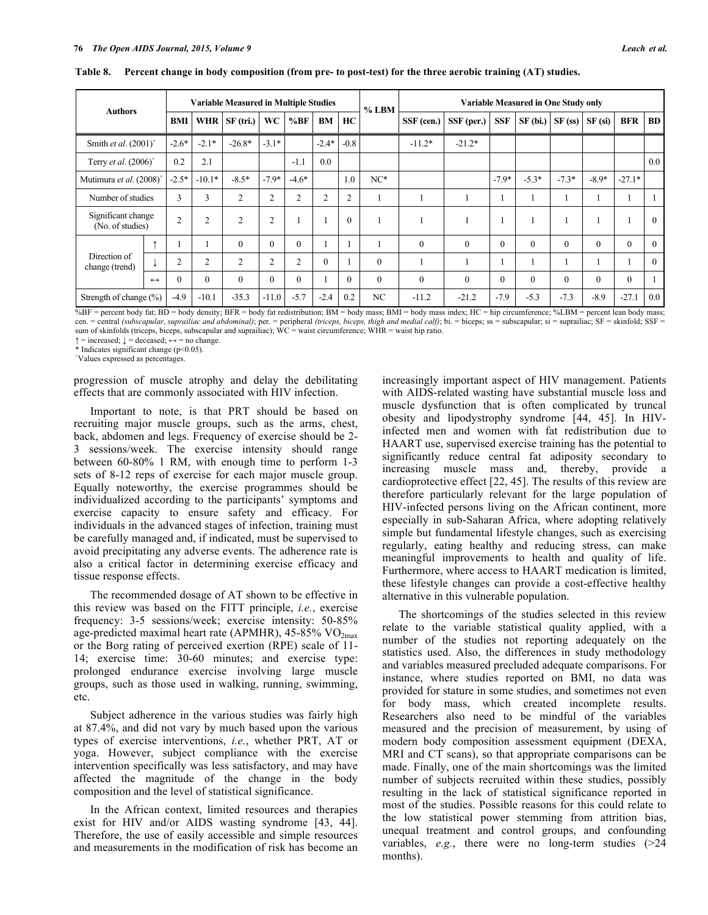**Table 8. Percent change in body composition (from pre- to post-test) for the three aerobic training (AT) studies.**

| Authors | | Variable Measured in Multiple Studies | | | | | | | % LBM | Variable Measured in One Study only | | | | | | | | |
|---|---|---|---|---|---|---|---|---|---|---|---|---|---|---|---|---|---|---|
| | | BMI | WHR | SF (tri.) | WC | %BF | BM | HC | | SSF (cen.) | SSF (per.) | SSF | SF (bi.) | SF (ss) | SF (si) | BFR | BD |
| Smith *et al*. (2001)[+] | | -2.6* | -2.1* | -26.8* | -3.1* | | -2.4* | -0.8 | | -11.2* | -21.2* | | | | | | |
| Terry *et al*. (2006)[+] | | 0.2 | 2.1 | | | -1.1 | 0.0 | | | | | | | | | | 0.0 |
| Mutimura *et al*. (2008)[+] | | -2.5* | -10.1* | -8.5* | -7.9* | -4.6* | | 1.0 | NC* | | | -7.9* | -5.3* | -7.3* | -8.9* | -27.1* | |
| Number of studies | | 3 | 3 | 2 | 2 | 2 | 2 | 2 | 1 | 1 | 1 | 1 | 1 | 1 | 1 | 1 | 1 |
| Significant change (No. of studies) | | 2 | 2 | 2 | 2 | 1 | 1 | 0 | 1 | 1 | 1 | 1 | 1 | 1 | 1 | 1 | 0 |
| Direction of change (trend) | ↑ | 1 | 1 | 0 | 0 | 0 | 1 | 1 | 1 | 0 | 0 | 0 | 0 | 0 | 0 | 0 | 0 |
| | ↓ | 2 | 2 | 2 | 2 | 2 | 0 | 1 | 0 | 1 | 1 | 1 | 1 | 1 | 1 | 1 | 0 |
| | ↔ | 0 | 0 | 0 | 0 | 0 | 1 | 0 | 0 | 0 | 0 | 0 | 0 | 0 | 0 | 0 | 1 |
| Strength of change (%) | | -4.9 | -10.1 | -35.3 | -11.0 | -5.7 | -2.4 | 0.2 | NC | -11.2 | -21.2 | -7.9 | -5.3 | -7.3 | -8.9 | -27.1 | 0.0 |

%BF = percent body fat; BD = body density; BFR = body fat redistribution; BM = body mass; BMI = body mass index; HC = hip circumference; %LBM = percent lean body mass; cen. = central *(subscapular, suprailiac and abdominal)*; per. = peripheral *(triceps, biceps, thigh and medial calf)*; bi. = biceps; ss = subscapular; si = suprailiac; SF = skinfold; SSF = sum of skinfolds (triceps, biceps, subscapular and suprailiac); WC = waist circumference; WHR = waist hip ratio.
↑ = increased; ↓ = deceased; ↔ = no change.
* Indicates significant change ($p<0.05$).
[+]Values expressed as percentages.

progression of muscle atrophy and delay the debilitating effects that are commonly associated with HIV infection.

Important to note, is that PRT should be based on recruiting major muscle groups, such as the arms, chest, back, abdomen and legs. Frequency of exercise should be 2-3 sessions/week. The exercise intensity should range between 60-80% 1 RM, with enough time to perform 1-3 sets of 8-12 reps of exercise for each major muscle group. Equally noteworthy, the exercise programmes should be individualized according to the participants' symptoms and exercise capacity to ensure safety and efficacy. For individuals in the advanced stages of infection, training must be carefully managed and, if indicated, must be supervised to avoid precipitating any adverse events. The adherence rate is also a critical factor in determining exercise efficacy and tissue response effects.

The recommended dosage of AT shown to be effective in this review was based on the FITT principle, *i.e.*, exercise frequency: 3-5 sessions/week; exercise intensity: 50-85% age-predicted maximal heart rate (APMHR), 45-85% $VO_{2max}$ or the Borg rating of perceived exertion (RPE) scale of 11-14; exercise time: 30-60 minutes; and exercise type: prolonged endurance exercise involving large muscle groups, such as those used in walking, running, swimming, etc.

Subject adherence in the various studies was fairly high at 87.4%, and did not vary by much based upon the various types of exercise interventions, *i.e.*, whether PRT, AT or yoga. However, subject compliance with the exercise intervention specifically was less satisfactory, and may have affected the magnitude of the change in the body composition and the level of statistical significance.

In the African context, limited resources and therapies exist for HIV and/or AIDS wasting syndrome [43, 44]. Therefore, the use of easily accessible and simple resources and measurements in the modification of risk has become an increasingly important aspect of HIV management. Patients with AIDS-related wasting have substantial muscle loss and muscle dysfunction that is often complicated by truncal obesity and lipodystrophy syndrome [44, 45]. In HIV-infected men and women with fat redistribution due to HAART use, supervised exercise training has the potential to significantly reduce central fat adiposity secondary to increasing muscle mass and, thereby, provide a cardioprotective effect [22, 45]. The results of this review are therefore particularly relevant for the large population of HIV-infected persons living on the African continent, more especially in sub-Saharan Africa, where adopting relatively simple but fundamental lifestyle changes, such as exercising regularly, eating healthy and reducing stress, can make meaningful improvements to health and quality of life. Furthermore, where access to HAART medication is limited, these lifestyle changes can provide a cost-effective healthy alternative in this vulnerable population.

The shortcomings of the studies selected in this review relate to the variable statistical quality applied, with a number of the studies not reporting adequately on the statistics used. Also, the differences in study methodology and variables measured precluded adequate comparisons. For instance, where studies reported on BMI, no data was provided for stature in some studies, and sometimes not even for body mass, which created incomplete results. Researchers also need to be mindful of the variables measured and the precision of measurement, by using of modern body composition assessment equipment (DEXA, MRI and CT scans), so that appropriate comparisons can be made. Finally, one of the main shortcomings was the limited number of subjects recruited within these studies, possibly resulting in the lack of statistical significance reported in most of the studies. Possible reasons for this could relate to the low statistical power stemming from attrition bias, unequal treatment and control groups, and confounding variables, *e.g.*, there were no long-term studies (>24 months).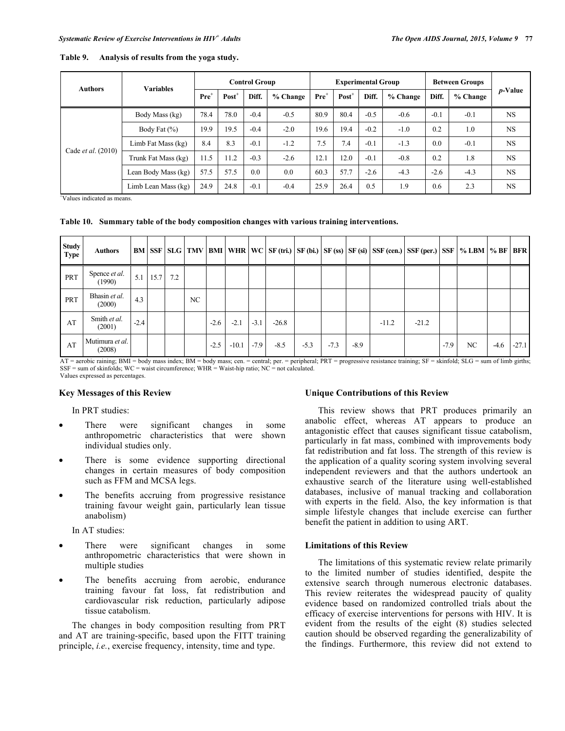**Table 9. Analysis of results from the yoga study.**

| Authors | Variables | Control Group | | | | Experimental Group | | | | Between Groups | | *p*-Value |
|---|---|---|---|---|---|---|---|---|---|---|---|---|
| | | Pre[+] | Post[+] | Diff. | % Change | Pre[+] | Post[+] | Diff. | % Change | Diff. | % Change | |
| Cade *et al*. (2010) | Body Mass (kg) | 78.4 | 78.0 | -0.4 | -0.5 | 80.9 | 80.4 | -0.5 | -0.6 | -0.1 | -0.1 | NS |
| | Body Fat (%) | 19.9 | 19.5 | -0.4 | -2.0 | 19.6 | 19.4 | -0.2 | -1.0 | 0.2 | 1.0 | NS |
| | Limb Fat Mass (kg) | 8.4 | 8.3 | -0.1 | -1.2 | 7.5 | 7.4 | -0.1 | -1.3 | 0.0 | -0.1 | NS |
| | Trunk Fat Mass (kg) | 11.5 | 11.2 | -0.3 | -2.6 | 12.1 | 12.0 | -0.1 | -0.8 | 0.2 | 1.8 | NS |
| | Lean Body Mass (kg) | 57.5 | 57.5 | 0.0 | 0.0 | 60.3 | 57.7 | -2.6 | -4.3 | -2.6 | -4.3 | NS |
| | Limb Lean Mass (kg) | 24.9 | 24.8 | -0.1 | -0.4 | 25.9 | 26.4 | 0.5 | 1.9 | 0.6 | 2.3 | NS |

[+]Values indicated as means.

**Table 10. Summary table of the body composition changes with various training interventions.**

| Study Type | Authors | BM | SSF | SLG | TMV | BMI | WHR | WC | SF (tri.) | SF (bi.) | SF (ss) | SF (si) | SSF (cen.) | SSF (per.) | SSF | % LBM | % BF | BFR |
|---|---|---|---|---|---|---|---|---|---|---|---|---|---|---|---|---|---|---|
| PRT | Spence *et al*. (1990) | 5.1 | 15.7 | 7.2 | | | | | | | | | | | | | | |
| PRT | Bhasin *et al*. (2000) | 4.3 | | | NC | | | | | | | | | | | | | |
| AT | Smith *et al*. (2001) | -2.4 | | | | -2.6 | -2.1 | -3.1 | -26.8 | | | | -11.2 | -21.2 | | | | |
| AT | Mutimura *et al*. (2008) | | | | | -2.5 | -10.1 | -7.9 | -8.5 | -5.3 | -7.3 | -8.9 | | | -7.9 | NC | -4.6 | -27.1 |

AT = aerobic raining; BMI = body mass index; BM = body mass; cen. = central; per. = peripheral; PRT = progressive resistance training; SF = skinfold; SLG = sum of limb girths; SSF = sum of skinfolds; WC = waist circumference; WHR = Waist-hip ratio; NC = not calculated.
Values expressed as percentages.

### Key Messages of this Review

In PRT studies:

- There were significant changes in some anthropometric characteristics that were shown individual studies only.
- There is some evidence supporting directional changes in certain measures of body composition such as FFM and MCSA legs.
- The benefits accruing from progressive resistance training favour weight gain, particularly lean tissue anabolism)

In AT studies:

- There were significant changes in some anthropometric characteristics that were shown in multiple studies
- The benefits accruing from aerobic, endurance training favour fat loss, fat redistribution and cardiovascular risk reduction, particularly adipose tissue catabolism.

The changes in body composition resulting from PRT and AT are training-specific, based upon the FITT training principle, *i.e.*, exercise frequency, intensity, time and type.

### Unique Contributions of this Review

This review shows that PRT produces primarily an anabolic effect, whereas AT appears to produce an antagonistic effect that causes significant tissue catabolism, particularly in fat mass, combined with improvements body fat redistribution and fat loss. The strength of this review is the application of a quality scoring system involving several independent reviewers and that the authors undertook an exhaustive search of the literature using well-established databases, inclusive of manual tracking and collaboration with experts in the field. Also, the key information is that simple lifestyle changes that include exercise can further benefit the patient in addition to using ART.

### Limitations of this Review

The limitations of this systematic review relate primarily to the limited number of studies identified, despite the extensive search through numerous electronic databases. This review reiterates the widespread paucity of quality evidence based on randomized controlled trials about the efficacy of exercise interventions for persons with HIV. It is evident from the results of the eight (8) studies selected caution should be observed regarding the generalizability of the findings. Furthermore, this review did not extend to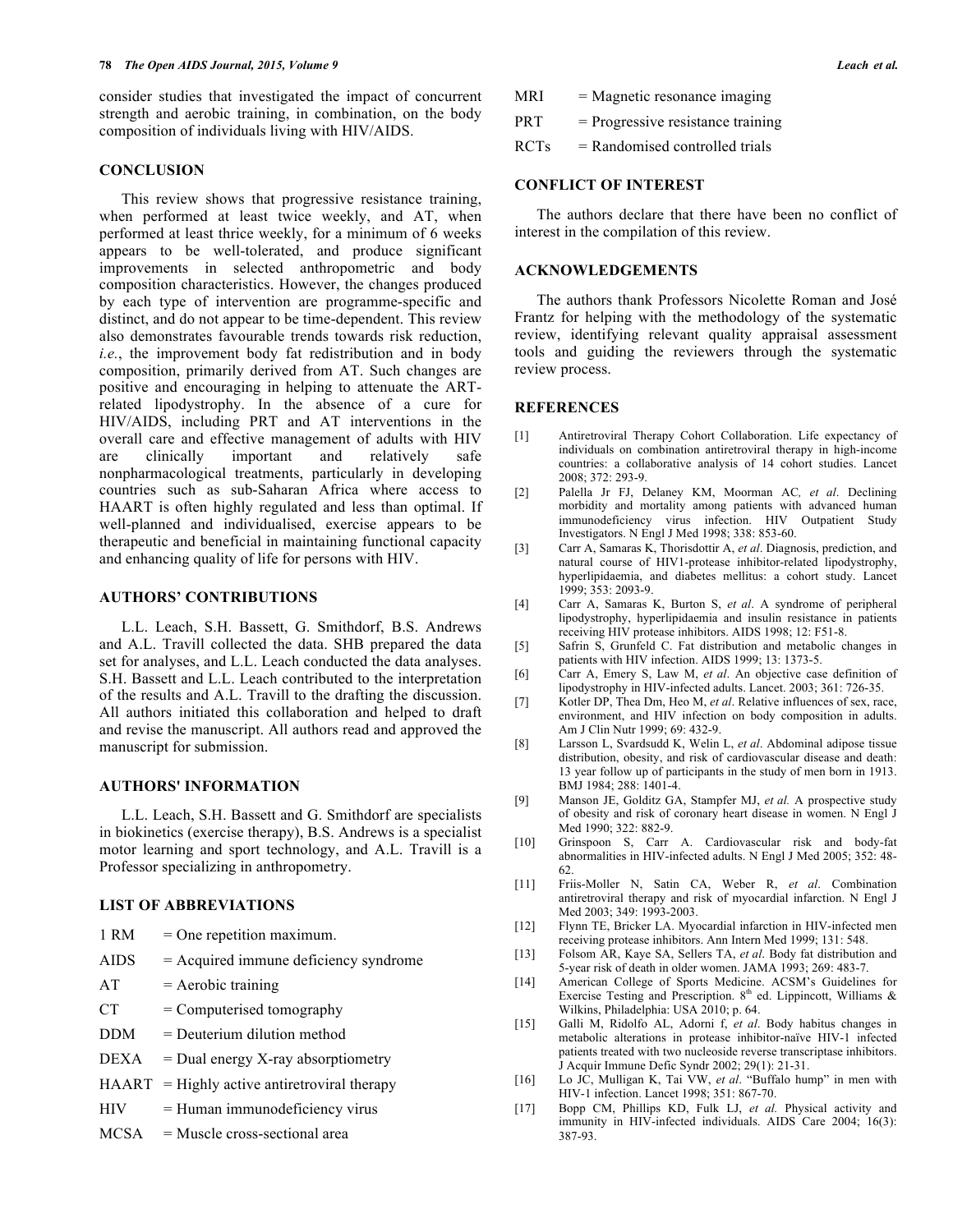consider studies that investigated the impact of concurrent strength and aerobic training, in combination, on the body composition of individuals living with HIV/AIDS.

## CONCLUSION

This review shows that progressive resistance training, when performed at least twice weekly, and AT, when performed at least thrice weekly, for a minimum of 6 weeks appears to be well-tolerated, and produce significant improvements in selected anthropometric and body composition characteristics. However, the changes produced by each type of intervention are programme-specific and distinct, and do not appear to be time-dependent. This review also demonstrates favourable trends towards risk reduction, *i.e.*, the improvement body fat redistribution and in body composition, primarily derived from AT. Such changes are positive and encouraging in helping to attenuate the ART-related lipodystrophy. In the absence of a cure for HIV/AIDS, including PRT and AT interventions in the overall care and effective management of adults with HIV are clinically important and relatively safe nonpharmacological treatments, particularly in developing countries such as sub-Saharan Africa where access to HAART is often highly regulated and less than optimal. If well-planned and individualised, exercise appears to be therapeutic and beneficial in maintaining functional capacity and enhancing quality of life for persons with HIV.

## AUTHORS' CONTRIBUTIONS

L.L. Leach, S.H. Bassett, G. Smithdorf, B.S. Andrews and A.L. Travill collected the data. SHB prepared the data set for analyses, and L.L. Leach conducted the data analyses. S.H. Bassett and L.L. Leach contributed to the interpretation of the results and A.L. Travill to the drafting the discussion. All authors initiated this collaboration and helped to draft and revise the manuscript. All authors read and approved the manuscript for submission.

## AUTHORS' INFORMATION

L.L. Leach, S.H. Bassett and G. Smithdorf are specialists in biokinetics (exercise therapy), B.S. Andrews is a specialist motor learning and sport technology, and A.L. Travill is a Professor specializing in anthropometry.

## LIST OF ABBREVIATIONS

1 RM = One repetition maximum.
AIDS = Acquired immune deficiency syndrome
AT = Aerobic training
CT = Computerised tomography
DDM = Deuterium dilution method
DEXA = Dual energy X-ray absorptiometry
HAART = Highly active antiretroviral therapy
HIV = Human immunodeficiency virus
MCSA = Muscle cross-sectional area
MRI = Magnetic resonance imaging
PRT = Progressive resistance training
RCTs = Randomised controlled trials

## CONFLICT OF INTEREST

The authors declare that there have been no conflict of interest in the compilation of this review.

## ACKNOWLEDGEMENTS

The authors thank Professors Nicolette Roman and José Frantz for helping with the methodology of the systematic review, identifying relevant quality appraisal assessment tools and guiding the reviewers through the systematic review process.

## REFERENCES

[1] Antiretroviral Therapy Cohort Collaboration. Life expectancy of individuals on combination antiretroviral therapy in high-income countries: a collaborative analysis of 14 cohort studies. Lancet 2008; 372: 293-9.

[2] Palella Jr FJ, Delaney KM, Moorman AC*, et al*. Declining morbidity and mortality among patients with advanced human immunodeficiency virus infection. HIV Outpatient Study Investigators. N Engl J Med 1998; 338: 853-60.

[3] Carr A, Samaras K, Thorisdottir A, *et al*. Diagnosis, prediction, and natural course of HIV1-protease inhibitor-related lipodystrophy, hyperlipidaemia, and diabetes mellitus: a cohort study. Lancet 1999; 353: 2093-9.

[4] Carr A, Samaras K, Burton S, *et al*. A syndrome of peripheral lipodystrophy, hyperlipidaemia and insulin resistance in patients receiving HIV protease inhibitors. AIDS 1998; 12: F51-8.

[5] Safrin S, Grunfeld C. Fat distribution and metabolic changes in patients with HIV infection. AIDS 1999; 13: 1373-5.

[6] Carr A, Emery S, Law M, *et al*. An objective case definition of lipodystrophy in HIV-infected adults. Lancet. 2003; 361: 726-35.

[7] Kotler DP, Thea Dm, Heo M, *et al*. Relative influences of sex, race, environment, and HIV infection on body composition in adults. Am J Clin Nutr 1999; 69: 432-9.

[8] Larsson L, Svardsudd K, Welin L, *et al*. Abdominal adipose tissue distribution, obesity, and risk of cardiovascular disease and death: 13 year follow up of participants in the study of men born in 1913. BMJ 1984; 288: 1401-4.

[9] Manson JE, Golditz GA, Stampfer MJ, *et al.* A prospective study of obesity and risk of coronary heart disease in women. N Engl J Med 1990; 322: 882-9.

[10] Grinspoon S, Carr A. Cardiovascular risk and body-fat abnormalities in HIV-infected adults. N Engl J Med 2005; 352: 48-62.

[11] Friis-Moller N, Satin CA, Weber R, *et al*. Combination antiretroviral therapy and risk of myocardial infarction. N Engl J Med 2003; 349: 1993-2003.

[12] Flynn TE, Bricker LA. Myocardial infarction in HIV-infected men receiving protease inhibitors. Ann Intern Med 1999; 131: 548.

[13] Folsom AR, Kaye SA, Sellers TA, *et al*. Body fat distribution and 5-year risk of death in older women. JAMA 1993; 269: 483-7.

[14] American College of Sports Medicine. ACSM's Guidelines for Exercise Testing and Prescription. 8th ed. Lippincott, Williams & Wilkins, Philadelphia: USA 2010; p. 64.

[15] Galli M, Ridolfo AL, Adorni f, *et al*. Body habitus changes in metabolic alterations in protease inhibitor-naïve HIV-1 infected patients treated with two nucleoside reverse transcriptase inhibitors. J Acquir Immune Defic Syndr 2002; 29(1): 21-31.

[16] Lo JC, Mulligan K, Tai VW, *et al*. "Buffalo hump" in men with HIV-1 infection. Lancet 1998; 351: 867-70.

[17] Bopp CM, Phillips KD, Fulk LJ, *et al.* Physical activity and immunity in HIV-infected individuals. AIDS Care 2004; 16(3): 387-93.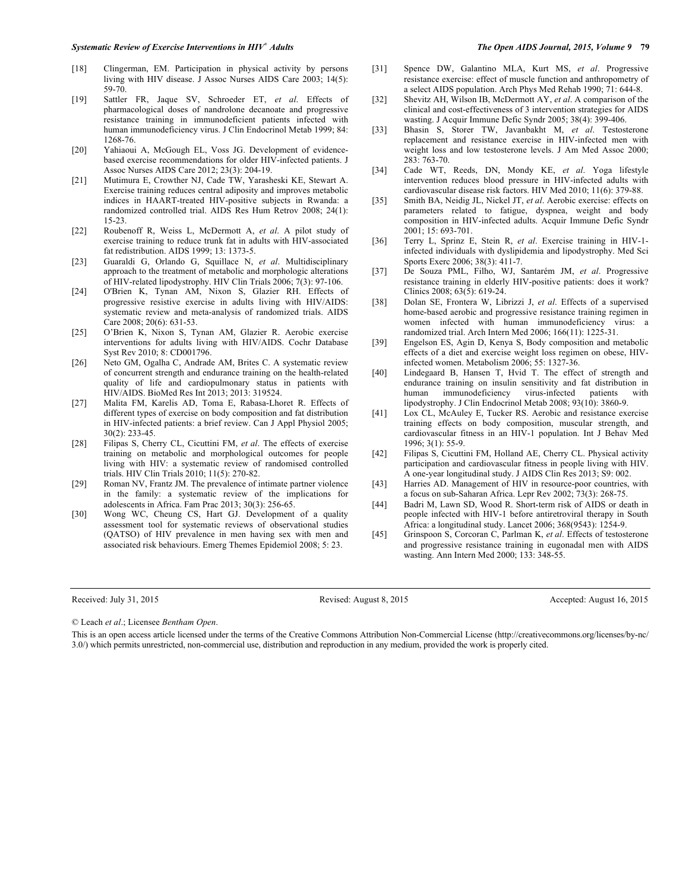[18] Clingerman, EM. Participation in physical activity by persons living with HIV disease. J Assoc Nurses AIDS Care 2003; 14(5): 59-70.

[19] Sattler FR, Jaque SV, Schroeder ET, *et al*. Effects of pharmacological doses of nandrolone decanoate and progressive resistance training in immunodeficient patients infected with human immunodeficiency virus. J Clin Endocrinol Metab 1999; 84: 1268-76.

[20] Yahiaoui A, McGough EL, Voss JG. Development of evidence-based exercise recommendations for older HIV-infected patients. J Assoc Nurses AIDS Care 2012; 23(3): 204-19.

[21] Mutimura E, Crowther NJ, Cade TW, Yarasheski KE, Stewart A. Exercise training reduces central adiposity and improves metabolic indices in HAART-treated HIV-positive subjects in Rwanda: a randomized controlled trial. AIDS Res Hum Retrov 2008; 24(1): 15-23.

[22] Roubenoff R, Weiss L, McDermott A, *et al*. A pilot study of exercise training to reduce trunk fat in adults with HIV-associated fat redistribution. AIDS 1999; 13: 1373-5.

[23] Guaraldi G, Orlando G, Squillace N, *et al*. Multidisciplinary approach to the treatment of metabolic and morphologic alterations of HIV-related lipodystrophy. HIV Clin Trials 2006; 7(3): 97-106.

[24] O'Brien K, Tynan AM, Nixon S, Glazier RH. Effects of progressive resistive exercise in adults living with HIV/AIDS: systematic review and meta-analysis of randomized trials. AIDS Care 2008; 20(6): 631-53.

[25] O'Brien K, Nixon S, Tynan AM, Glazier R. Aerobic exercise interventions for adults living with HIV/AIDS. Cochr Database Syst Rev 2010; 8: CD001796.

[26] Neto GM, Ogalha C, Andrade AM, Brites C. A systematic review of concurrent strength and endurance training on the health-related quality of life and cardiopulmonary status in patients with HIV/AIDS. BioMed Res Int 2013; 2013: 319524.

[27] Malita FM, Karelis AD, Toma E, Rabasa-Lhoret R. Effects of different types of exercise on body composition and fat distribution in HIV-infected patients: a brief review. Can J Appl Physiol 2005; 30(2): 233-45.

[28] Filipas S, Cherry CL, Cicuttini FM, *et al*. The effects of exercise training on metabolic and morphological outcomes for people living with HIV: a systematic review of randomised controlled trials. HIV Clin Trials 2010; 11(5): 270-82.

[29] Roman NV, Frantz JM. The prevalence of intimate partner violence in the family: a systematic review of the implications for adolescents in Africa. Fam Prac 2013; 30(3): 256-65.

[30] Wong WC, Cheung CS, Hart GJ. Development of a quality assessment tool for systematic reviews of observational studies (QATSO) of HIV prevalence in men having sex with men and associated risk behaviours. Emerg Themes Epidemiol 2008; 5: 23.

[31] Spence DW, Galantino MLA, Kurt MS, *et al*. Progressive resistance exercise: effect of muscle function and anthropometry of a select AIDS population. Arch Phys Med Rehab 1990; 71: 644-8.

[32] Shevitz AH, Wilson IB, McDermott AY, *et al*. A comparison of the clinical and cost-effectiveness of 3 intervention strategies for AIDS wasting. J Acquir Immune Defic Syndr 2005; 38(4): 399-406.

[33] Bhasin S, Storer TW, Javanbakht M, *et al*. Testosterone replacement and resistance exercise in HIV-infected men with weight loss and low testosterone levels. J Am Med Assoc 2000; 283: 763-70.

[34] Cade WT, Reeds, DN, Mondy KE, *et al*. Yoga lifestyle intervention reduces blood pressure in HIV-infected adults with cardiovascular disease risk factors. HIV Med 2010; 11(6): 379-88.

[35] Smith BA, Neidig JL, Nickel JT, *et al*. Aerobic exercise: effects on parameters related to fatigue, dyspnea, weight and body composition in HIV-infected adults. Acquir Immune Defic Syndr 2001; 15: 693-701.

[36] Terry L, Sprinz E, Stein R, *et al*. Exercise training in HIV-1-infected individuals with dyslipidemia and lipodystrophy. Med Sci Sports Exerc 2006; 38(3): 411-7.

[37] De Souza PML, Filho, WJ, Santarém JM, *et al*. Progressive resistance training in elderly HIV-positive patients: does it work? Clinics 2008; 63(5): 619-24.

[38] Dolan SE, Frontera W, Librizzi J, *et al*. Effects of a supervised home-based aerobic and progressive resistance training regimen in women infected with human immunodeficiency virus: a randomized trial. Arch Intern Med 2006; 166(11): 1225-31.

[39] Engelson ES, Agin D, Kenya S, Body composition and metabolic effects of a diet and exercise weight loss regimen on obese, HIV-infected women. Metabolism 2006; 55: 1327-36.

[40] Lindegaard B, Hansen T, Hvid T. The effect of strength and endurance training on insulin sensitivity and fat distribution in human immunodeficiency virus-infected patients with lipodystrophy. J Clin Endocrinol Metab 2008; 93(10): 3860-9.

[41] Lox CL, McAuley E, Tucker RS. Aerobic and resistance exercise training effects on body composition, muscular strength, and cardiovascular fitness in an HIV-1 population. Int J Behav Med 1996; 3(1): 55-9.

[42] Filipas S, Cicuttini FM, Holland AE, Cherry CL. Physical activity participation and cardiovascular fitness in people living with HIV. A one-year longitudinal study. J AIDS Clin Res 2013; S9: 002.

[43] Harries AD. Management of HIV in resource-poor countries, with a focus on sub-Saharan Africa. Lepr Rev 2002; 73(3): 268-75.

[44] Badri M, Lawn SD, Wood R. Short-term risk of AIDS or death in people infected with HIV-1 before antiretroviral therapy in South Africa: a longitudinal study. Lancet 2006; 368(9543): 1254-9.

[45] Grinspoon S, Corcoran C, Parlman K, *et al*. Effects of testosterone and progressive resistance training in eugonadal men with AIDS wasting. Ann Intern Med 2000; 133: 348-55.

Received: July 31, 2015 Revised: August 8, 2015 Accepted: August 16, 2015

© Leach *et al*.; Licensee *Bentham Open*.

This is an open access article licensed under the terms of the Creative Commons Attribution Non-Commercial License (http://creativecommons.org/licenses/by-nc/3.0/) which permits unrestricted, non-commercial use, distribution and reproduction in any medium, provided the work is properly cited.